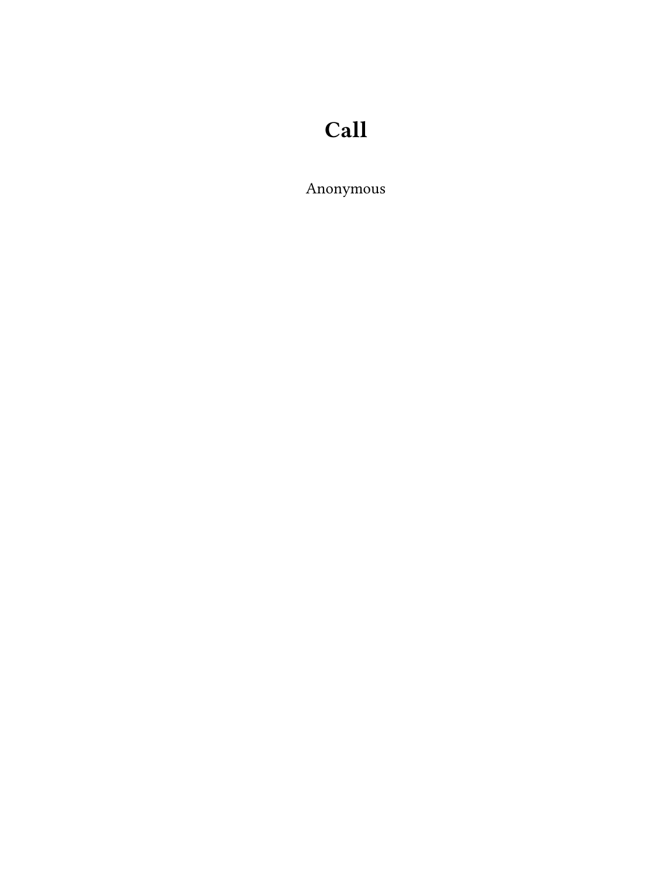# Call

Anonymous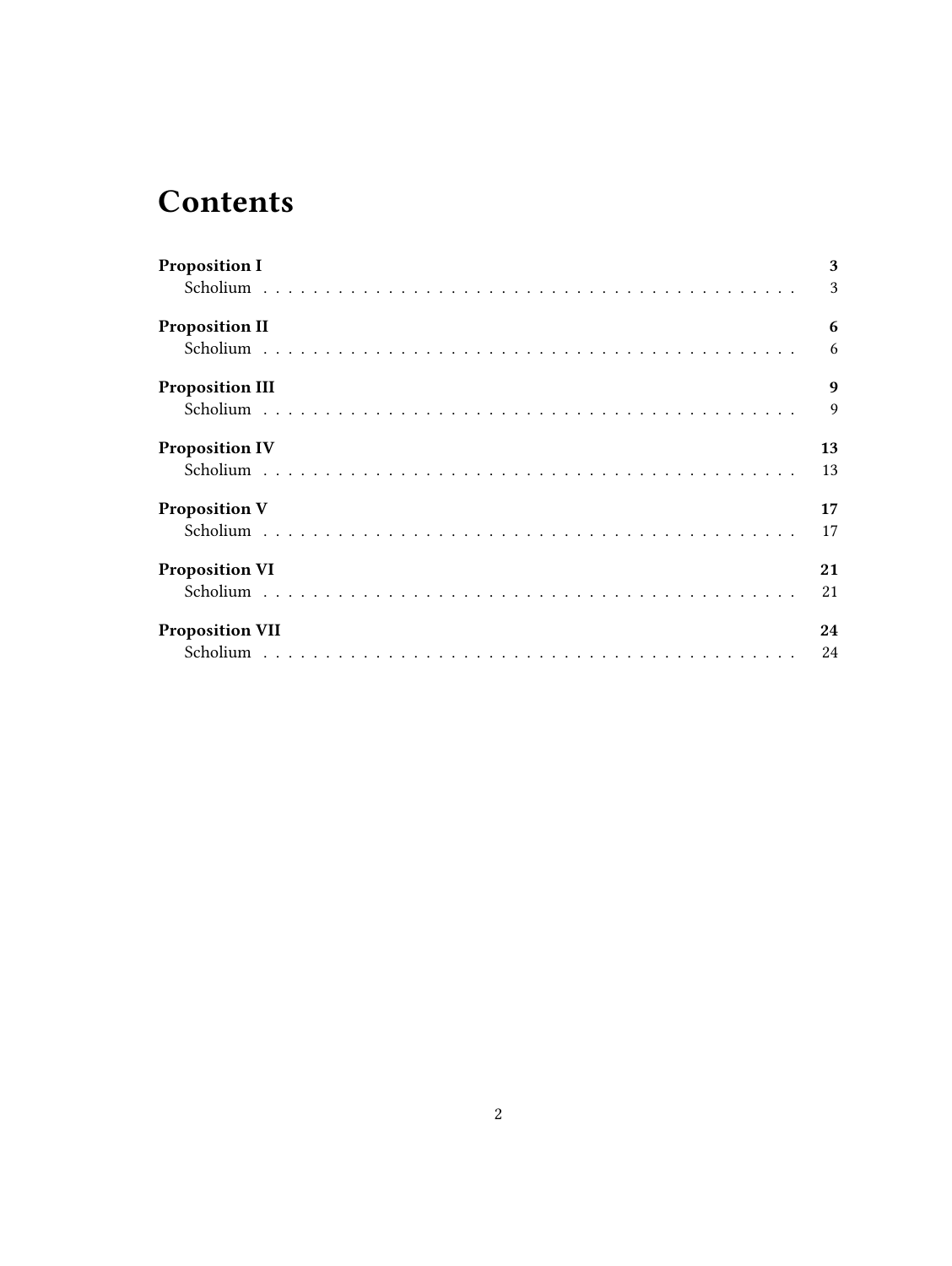# Contents

**Proposition I** **3**
- Scholium . . . . . . . . . . . . . . . . . . . . . . . . . . . . . . . . . . . . . . . . . . 3

**Proposition II** **6**
- Scholium . . . . . . . . . . . . . . . . . . . . . . . . . . . . . . . . . . . . . . . . . . 6

**Proposition III** **9**
- Scholium . . . . . . . . . . . . . . . . . . . . . . . . . . . . . . . . . . . . . . . . . . 9

**Proposition IV** **13**
- Scholium . . . . . . . . . . . . . . . . . . . . . . . . . . . . . . . . . . . . . . . . . . 13

**Proposition V** **17**
- Scholium . . . . . . . . . . . . . . . . . . . . . . . . . . . . . . . . . . . . . . . . . . 17

**Proposition VI** **21**
- Scholium . . . . . . . . . . . . . . . . . . . . . . . . . . . . . . . . . . . . . . . . . . 21

**Proposition VII** **24**
- Scholium . . . . . . . . . . . . . . . . . . . . . . . . . . . . . . . . . . . . . . . . . . 24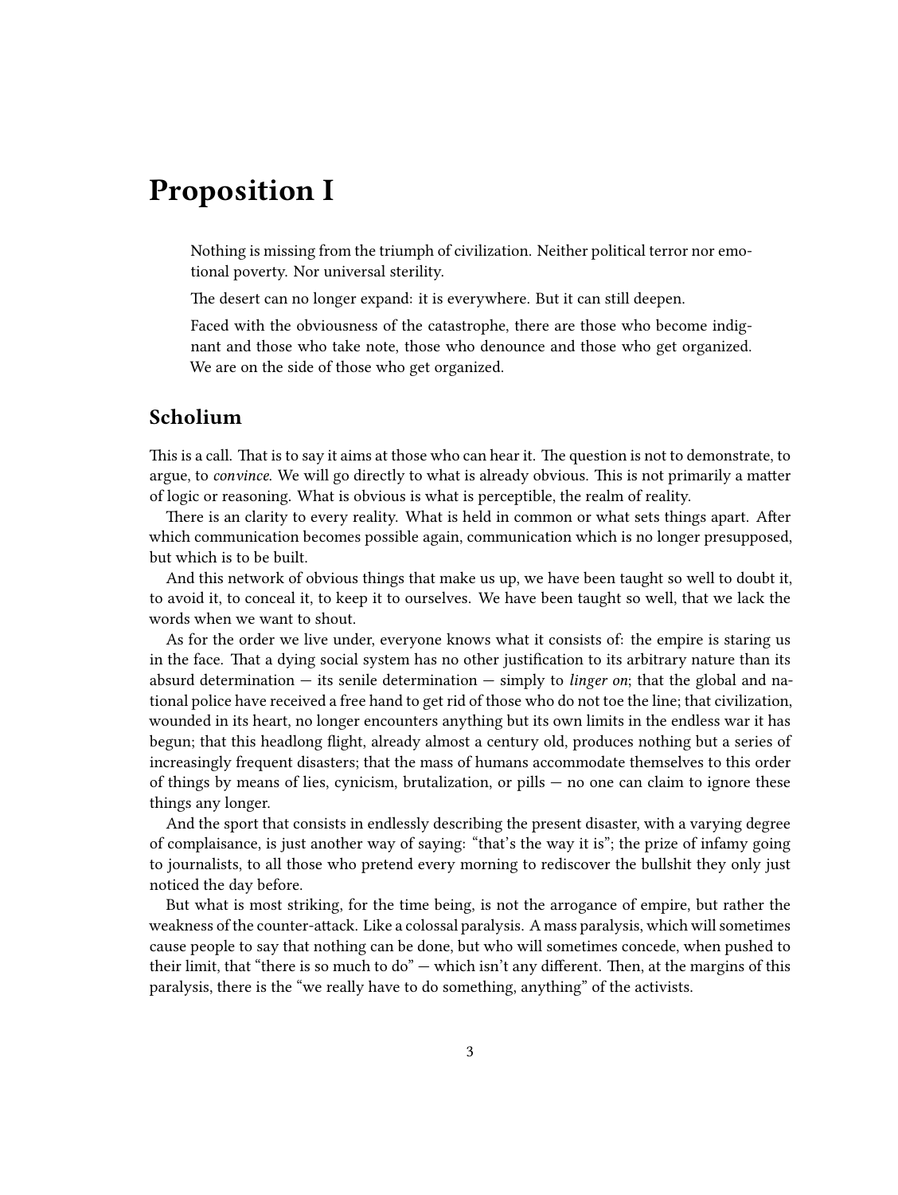# Proposition I

> Nothing is missing from the triumph of civilization. Neither political terror nor emotional poverty. Nor universal sterility.
>
> The desert can no longer expand: it is everywhere. But it can still deepen.
>
> Faced with the obviousness of the catastrophe, there are those who become indignant and those who take note, those who denounce and those who get organized. We are on the side of those who get organized.

## Scholium

This is a call. That is to say it aims at those who can hear it. The question is not to demonstrate, to argue, to *convince*. We will go directly to what is already obvious. This is not primarily a matter of logic or reasoning. What is obvious is what is perceptible, the realm of reality.

There is an clarity to every reality. What is held in common or what sets things apart. After which communication becomes possible again, communication which is no longer presupposed, but which is to be built.

And this network of obvious things that make us up, we have been taught so well to doubt it, to avoid it, to conceal it, to keep it to ourselves. We have been taught so well, that we lack the words when we want to shout.

As for the order we live under, everyone knows what it consists of: the empire is staring us in the face. That a dying social system has no other justification to its arbitrary nature than its absurd determination — its senile determination — simply to *linger on*; that the global and national police have received a free hand to get rid of those who do not toe the line; that civilization, wounded in its heart, no longer encounters anything but its own limits in the endless war it has begun; that this headlong flight, already almost a century old, produces nothing but a series of increasingly frequent disasters; that the mass of humans accommodate themselves to this order of things by means of lies, cynicism, brutalization, or pills — no one can claim to ignore these things any longer.

And the sport that consists in endlessly describing the present disaster, with a varying degree of complaisance, is just another way of saying: "that's the way it is"; the prize of infamy going to journalists, to all those who pretend every morning to rediscover the bullshit they only just noticed the day before.

But what is most striking, for the time being, is not the arrogance of empire, but rather the weakness of the counter-attack. Like a colossal paralysis. A mass paralysis, which will sometimes cause people to say that nothing can be done, but who will sometimes concede, when pushed to their limit, that "there is so much to do" — which isn't any different. Then, at the margins of this paralysis, there is the "we really have to do something, anything" of the activists.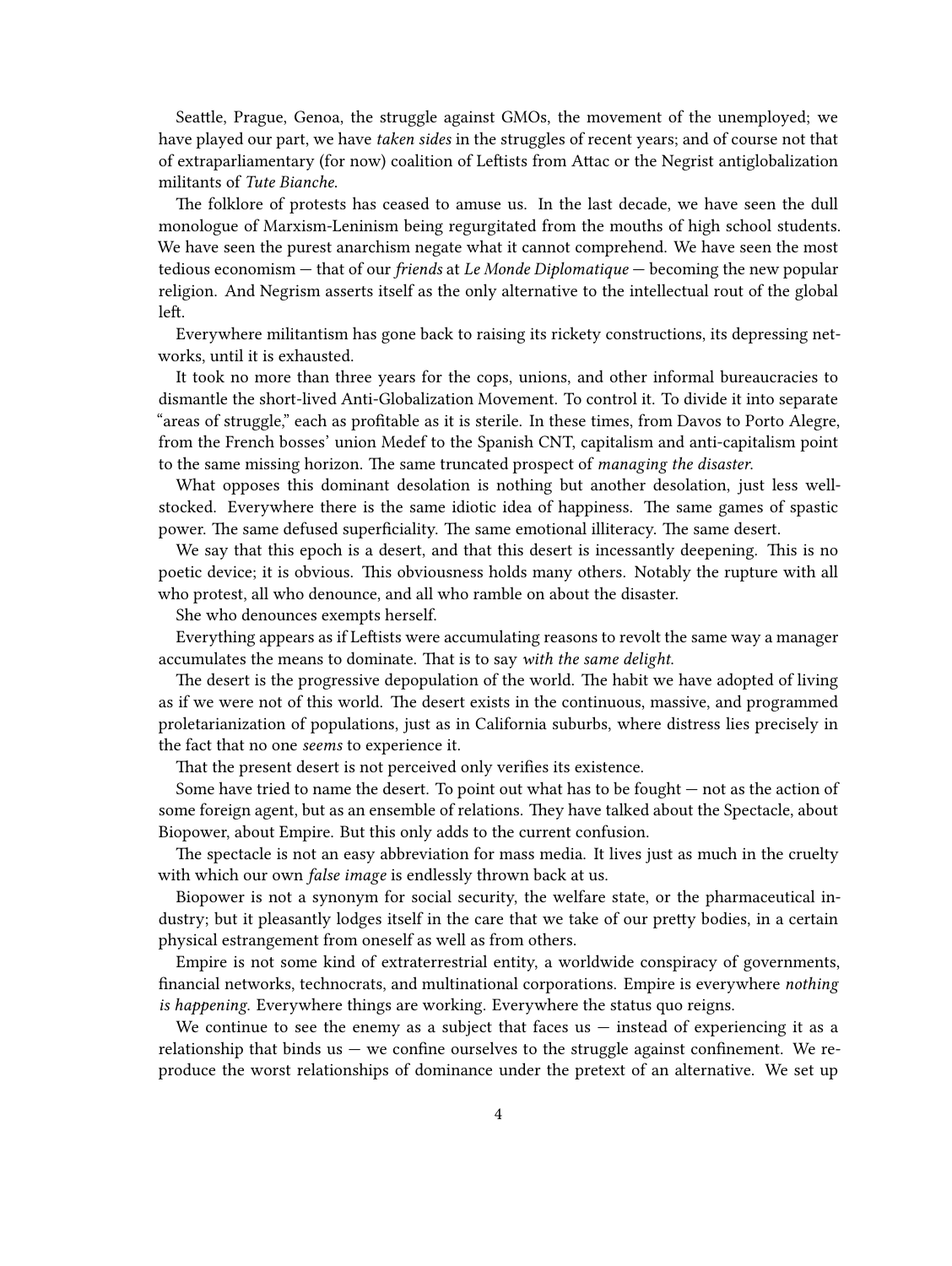Seattle, Prague, Genoa, the struggle against GMOs, the movement of the unemployed; we have played our part, we have *taken sides* in the struggles of recent years; and of course not that of extraparliamentary (for now) coalition of Leftists from Attac or the Negrist antiglobalization militants of *Tute Bianche.*

The folklore of protests has ceased to amuse us. In the last decade, we have seen the dull monologue of Marxism-Leninism being regurgitated from the mouths of high school students. We have seen the purest anarchism negate what it cannot comprehend. We have seen the most tedious economism — that of our *friends* at *Le Monde Diplomatique* — becoming the new popular religion. And Negrism asserts itself as the only alternative to the intellectual rout of the global left.

Everywhere militantism has gone back to raising its rickety constructions, its depressing networks, until it is exhausted.

It took no more than three years for the cops, unions, and other informal bureaucracies to dismantle the short-lived Anti-Globalization Movement. To control it. To divide it into separate "areas of struggle," each as profitable as it is sterile. In these times, from Davos to Porto Alegre, from the French bosses' union Medef to the Spanish CNT, capitalism and anti-capitalism point to the same missing horizon. The same truncated prospect of *managing the disaster.*

What opposes this dominant desolation is nothing but another desolation, just less well-stocked. Everywhere there is the same idiotic idea of happiness. The same games of spastic power. The same defused superficiality. The same emotional illiteracy. The same desert.

We say that this epoch is a desert, and that this desert is incessantly deepening. This is no poetic device; it is obvious. This obviousness holds many others. Notably the rupture with all who protest, all who denounce, and all who ramble on about the disaster.

She who denounces exempts herself.

Everything appears as if Leftists were accumulating reasons to revolt the same way a manager accumulates the means to dominate. That is to say *with the same delight.*

The desert is the progressive depopulation of the world. The habit we have adopted of living as if we were not of this world. The desert exists in the continuous, massive, and programmed proletarianization of populations, just as in California suburbs, where distress lies precisely in the fact that no one *seems* to experience it.

That the present desert is not perceived only verifies its existence.

Some have tried to name the desert. To point out what has to be fought — not as the action of some foreign agent, but as an ensemble of relations. They have talked about the Spectacle, about Biopower, about Empire. But this only adds to the current confusion.

The spectacle is not an easy abbreviation for mass media. It lives just as much in the cruelty with which our own *false image* is endlessly thrown back at us.

Biopower is not a synonym for social security, the welfare state, or the pharmaceutical industry; but it pleasantly lodges itself in the care that we take of our pretty bodies, in a certain physical estrangement from oneself as well as from others.

Empire is not some kind of extraterrestrial entity, a worldwide conspiracy of governments, financial networks, technocrats, and multinational corporations. Empire is everywhere *nothing is happening.* Everywhere things are working. Everywhere the status quo reigns.

We continue to see the enemy as a subject that faces us — instead of experiencing it as a relationship that binds us — we confine ourselves to the struggle against confinement. We reproduce the worst relationships of dominance under the pretext of an alternative. We set up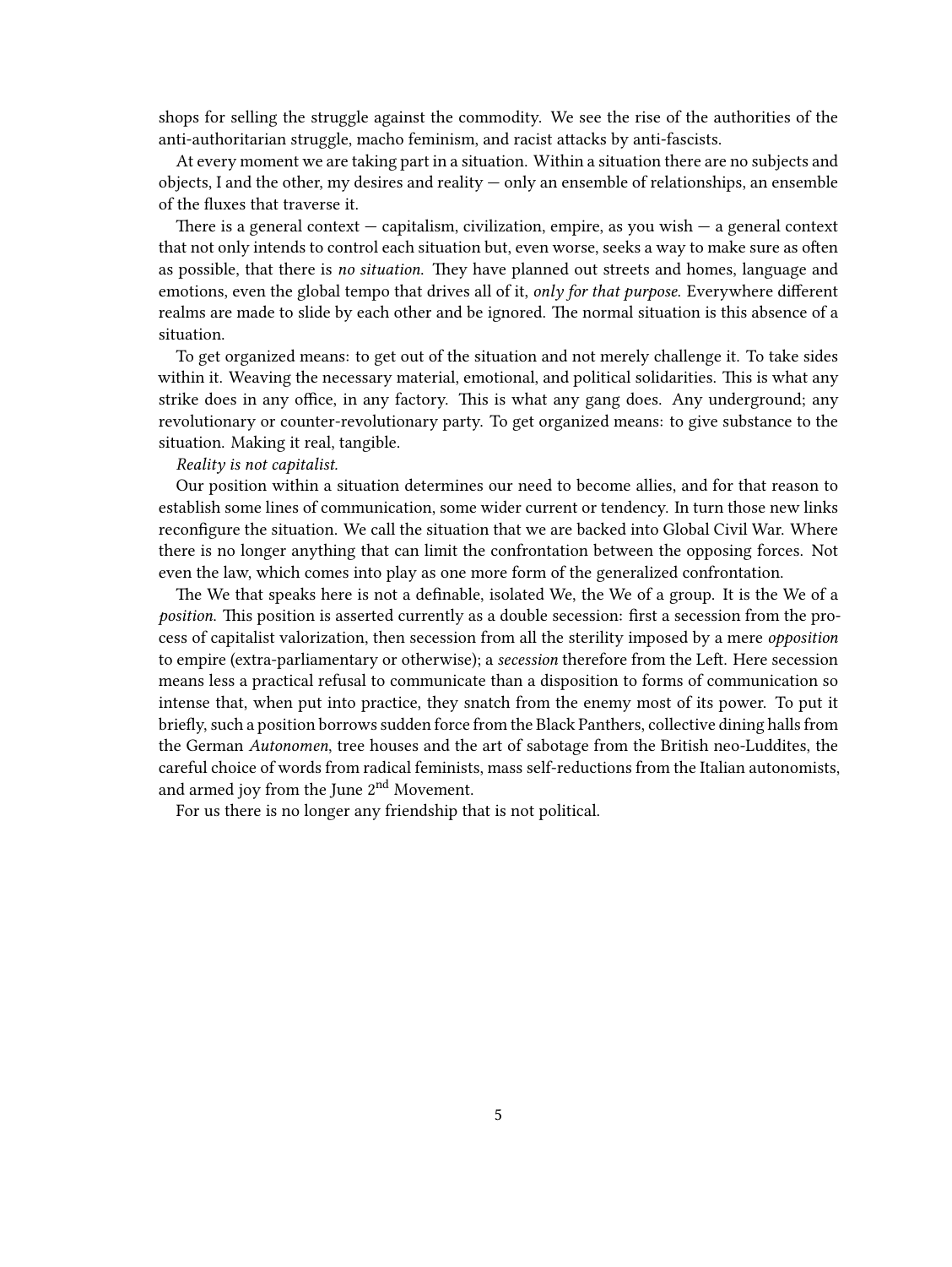shops for selling the struggle against the commodity. We see the rise of the authorities of the anti-authoritarian struggle, macho feminism, and racist attacks by anti-fascists.

At every moment we are taking part in a situation. Within a situation there are no subjects and objects, I and the other, my desires and reality — only an ensemble of relationships, an ensemble of the fluxes that traverse it.

There is a general context — capitalism, civilization, empire, as you wish — a general context that not only intends to control each situation but, even worse, seeks a way to make sure as often as possible, that there is *no situation*. They have planned out streets and homes, language and emotions, even the global tempo that drives all of it, *only for that purpose*. Everywhere different realms are made to slide by each other and be ignored. The normal situation is this absence of a situation.

To get organized means: to get out of the situation and not merely challenge it. To take sides within it. Weaving the necessary material, emotional, and political solidarities. This is what any strike does in any office, in any factory. This is what any gang does. Any underground; any revolutionary or counter-revolutionary party. To get organized means: to give substance to the situation. Making it real, tangible.

*Reality is not capitalist.*

Our position within a situation determines our need to become allies, and for that reason to establish some lines of communication, some wider current or tendency. In turn those new links reconfigure the situation. We call the situation that we are backed into Global Civil War. Where there is no longer anything that can limit the confrontation between the opposing forces. Not even the law, which comes into play as one more form of the generalized confrontation.

The We that speaks here is not a definable, isolated We, the We of a group. It is the We of a *position*. This position is asserted currently as a double secession: first a secession from the process of capitalist valorization, then secession from all the sterility imposed by a mere *opposition* to empire (extra-parliamentary or otherwise); a *secession* therefore from the Left. Here secession means less a practical refusal to communicate than a disposition to forms of communication so intense that, when put into practice, they snatch from the enemy most of its power. To put it briefly, such a position borrows sudden force from the Black Panthers, collective dining halls from the German *Autonomen*, tree houses and the art of sabotage from the British neo-Luddites, the careful choice of words from radical feminists, mass self-reductions from the Italian autonomists, and armed joy from the June 2nd Movement.

For us there is no longer any friendship that is not political.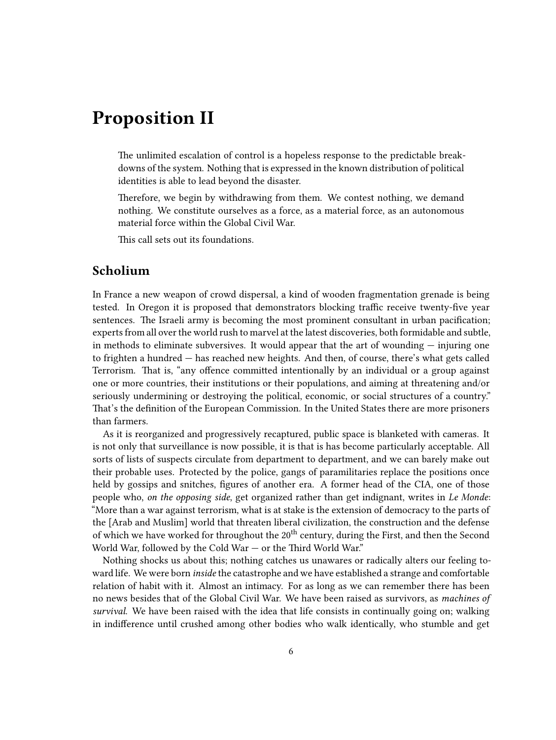# Proposition II

> The unlimited escalation of control is a hopeless response to the predictable breakdowns of the system. Nothing that is expressed in the known distribution of political identities is able to lead beyond the disaster.
>
> Therefore, we begin by withdrawing from them. We contest nothing, we demand nothing. We constitute ourselves as a force, as a material force, as an autonomous material force within the Global Civil War.
>
> This call sets out its foundations.

## Scholium

In France a new weapon of crowd dispersal, a kind of wooden fragmentation grenade is being tested. In Oregon it is proposed that demonstrators blocking traffic receive twenty-five year sentences. The Israeli army is becoming the most prominent consultant in urban pacification; experts from all over the world rush to marvel at the latest discoveries, both formidable and subtle, in methods to eliminate subversives. It would appear that the art of wounding — injuring one to frighten a hundred — has reached new heights. And then, of course, there's what gets called Terrorism. That is, "any offence committed intentionally by an individual or a group against one or more countries, their institutions or their populations, and aiming at threatening and/or seriously undermining or destroying the political, economic, or social structures of a country." That's the definition of the European Commission. In the United States there are more prisoners than farmers.

As it is reorganized and progressively recaptured, public space is blanketed with cameras. It is not only that surveillance is now possible, it is that is has become particularly acceptable. All sorts of lists of suspects circulate from department to department, and we can barely make out their probable uses. Protected by the police, gangs of paramilitaries replace the positions once held by gossips and snitches, figures of another era. A former head of the CIA, one of those people who, *on the opposing side*, get organized rather than get indignant, writes in *Le Monde*: "More than a war against terrorism, what is at stake is the extension of democracy to the parts of the [Arab and Muslim] world that threaten liberal civilization, the construction and the defense of which we have worked for throughout the 20th century, during the First, and then the Second World War, followed by the Cold War — or the Third World War."

Nothing shocks us about this; nothing catches us unawares or radically alters our feeling toward life. We were born *inside* the catastrophe and we have established a strange and comfortable relation of habit with it. Almost an intimacy. For as long as we can remember there has been no news besides that of the Global Civil War. We have been raised as survivors, as *machines of survival*. We have been raised with the idea that life consists in continually going on; walking in indifference until crushed among other bodies who walk identically, who stumble and get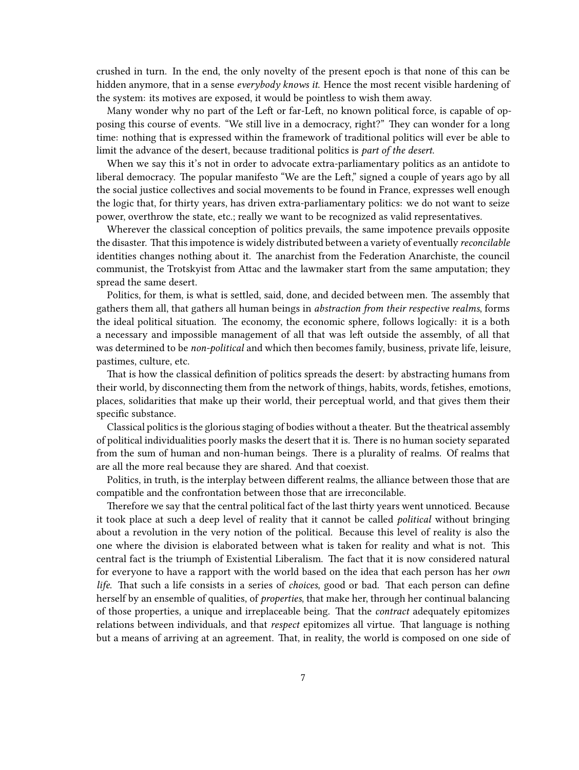crushed in turn. In the end, the only novelty of the present epoch is that none of this can be hidden anymore, that in a sense *everybody knows it*. Hence the most recent visible hardening of the system: its motives are exposed, it would be pointless to wish them away.

Many wonder why no part of the Left or far-Left, no known political force, is capable of opposing this course of events. "We still live in a democracy, right?" They can wonder for a long time: nothing that is expressed within the framework of traditional politics will ever be able to limit the advance of the desert, because traditional politics is *part of the desert*.

When we say this it's not in order to advocate extra-parliamentary politics as an antidote to liberal democracy. The popular manifesto "We are the Left," signed a couple of years ago by all the social justice collectives and social movements to be found in France, expresses well enough the logic that, for thirty years, has driven extra-parliamentary politics: we do not want to seize power, overthrow the state, etc.; really we want to be recognized as valid representatives.

Wherever the classical conception of politics prevails, the same impotence prevails opposite the disaster. That this impotence is widely distributed between a variety of eventually *reconcilable* identities changes nothing about it. The anarchist from the Federation Anarchiste, the council communist, the Trotskyist from Attac and the lawmaker start from the same amputation; they spread the same desert.

Politics, for them, is what is settled, said, done, and decided between men. The assembly that gathers them all, that gathers all human beings in *abstraction from their respective realms*, forms the ideal political situation. The economy, the economic sphere, follows logically: it is a both a necessary and impossible management of all that was left outside the assembly, of all that was determined to be *non-political* and which then becomes family, business, private life, leisure, pastimes, culture, etc.

That is how the classical definition of politics spreads the desert: by abstracting humans from their world, by disconnecting them from the network of things, habits, words, fetishes, emotions, places, solidarities that make up their world, their perceptual world, and that gives them their specific substance.

Classical politics is the glorious staging of bodies without a theater. But the theatrical assembly of political individualities poorly masks the desert that it is. There is no human society separated from the sum of human and non-human beings. There is a plurality of realms. Of realms that are all the more real because they are shared. And that coexist.

Politics, in truth, is the interplay between different realms, the alliance between those that are compatible and the confrontation between those that are irreconcilable.

Therefore we say that the central political fact of the last thirty years went unnoticed. Because it took place at such a deep level of reality that it cannot be called *political* without bringing about a revolution in the very notion of the political. Because this level of reality is also the one where the division is elaborated between what is taken for reality and what is not. This central fact is the triumph of Existential Liberalism. The fact that it is now considered natural for everyone to have a rapport with the world based on the idea that each person has her *own life*. That such a life consists in a series of *choices*, good or bad. That each person can define herself by an ensemble of qualities, of *properties*, that make her, through her continual balancing of those properties, a unique and irreplaceable being. That the *contract* adequately epitomizes relations between individuals, and that *respect* epitomizes all virtue. That language is nothing but a means of arriving at an agreement. That, in reality, the world is composed on one side of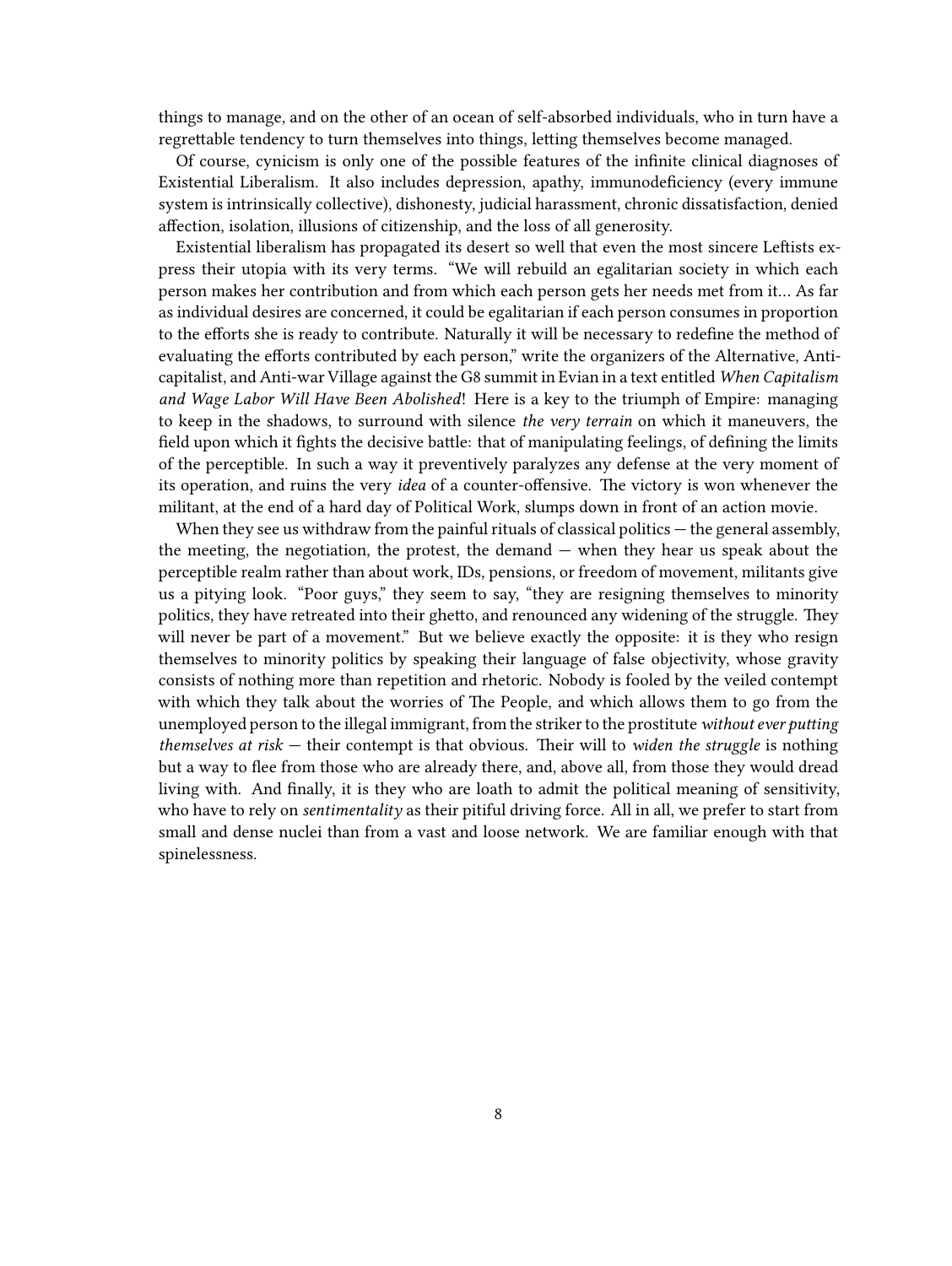things to manage, and on the other of an ocean of self-absorbed individuals, who in turn have a regrettable tendency to turn themselves into things, letting themselves become managed.

Of course, cynicism is only one of the possible features of the infinite clinical diagnoses of Existential Liberalism. It also includes depression, apathy, immunodeficiency (every immune system is intrinsically collective), dishonesty, judicial harassment, chronic dissatisfaction, denied affection, isolation, illusions of citizenship, and the loss of all generosity.

Existential liberalism has propagated its desert so well that even the most sincere Leftists express their utopia with its very terms. "We will rebuild an egalitarian society in which each person makes her contribution and from which each person gets her needs met from it… As far as individual desires are concerned, it could be egalitarian if each person consumes in proportion to the efforts she is ready to contribute. Naturally it will be necessary to redefine the method of evaluating the efforts contributed by each person," write the organizers of the Alternative, Anticapitalist, and Anti-war Village against the G8 summit in Evian in a text entitled *When Capitalism and Wage Labor Will Have Been Abolished*! Here is a key to the triumph of Empire: managing to keep in the shadows, to surround with silence *the very terrain* on which it maneuvers, the field upon which it fights the decisive battle: that of manipulating feelings, of defining the limits of the perceptible. In such a way it preventively paralyzes any defense at the very moment of its operation, and ruins the very *idea* of a counter-offensive. The victory is won whenever the militant, at the end of a hard day of Political Work, slumps down in front of an action movie.

When they see us withdraw from the painful rituals of classical politics — the general assembly, the meeting, the negotiation, the protest, the demand — when they hear us speak about the perceptible realm rather than about work, IDs, pensions, or freedom of movement, militants give us a pitying look. "Poor guys," they seem to say, "they are resigning themselves to minority politics, they have retreated into their ghetto, and renounced any widening of the struggle. They will never be part of a movement." But we believe exactly the opposite: it is they who resign themselves to minority politics by speaking their language of false objectivity, whose gravity consists of nothing more than repetition and rhetoric. Nobody is fooled by the veiled contempt with which they talk about the worries of The People, and which allows them to go from the unemployed person to the illegal immigrant, from the striker to the prostitute *without ever putting themselves at risk* — their contempt is that obvious. Their will to *widen the struggle* is nothing but a way to flee from those who are already there, and, above all, from those they would dread living with. And finally, it is they who are loath to admit the political meaning of sensitivity, who have to rely on *sentimentality* as their pitiful driving force. All in all, we prefer to start from small and dense nuclei than from a vast and loose network. We are familiar enough with that spinelessness.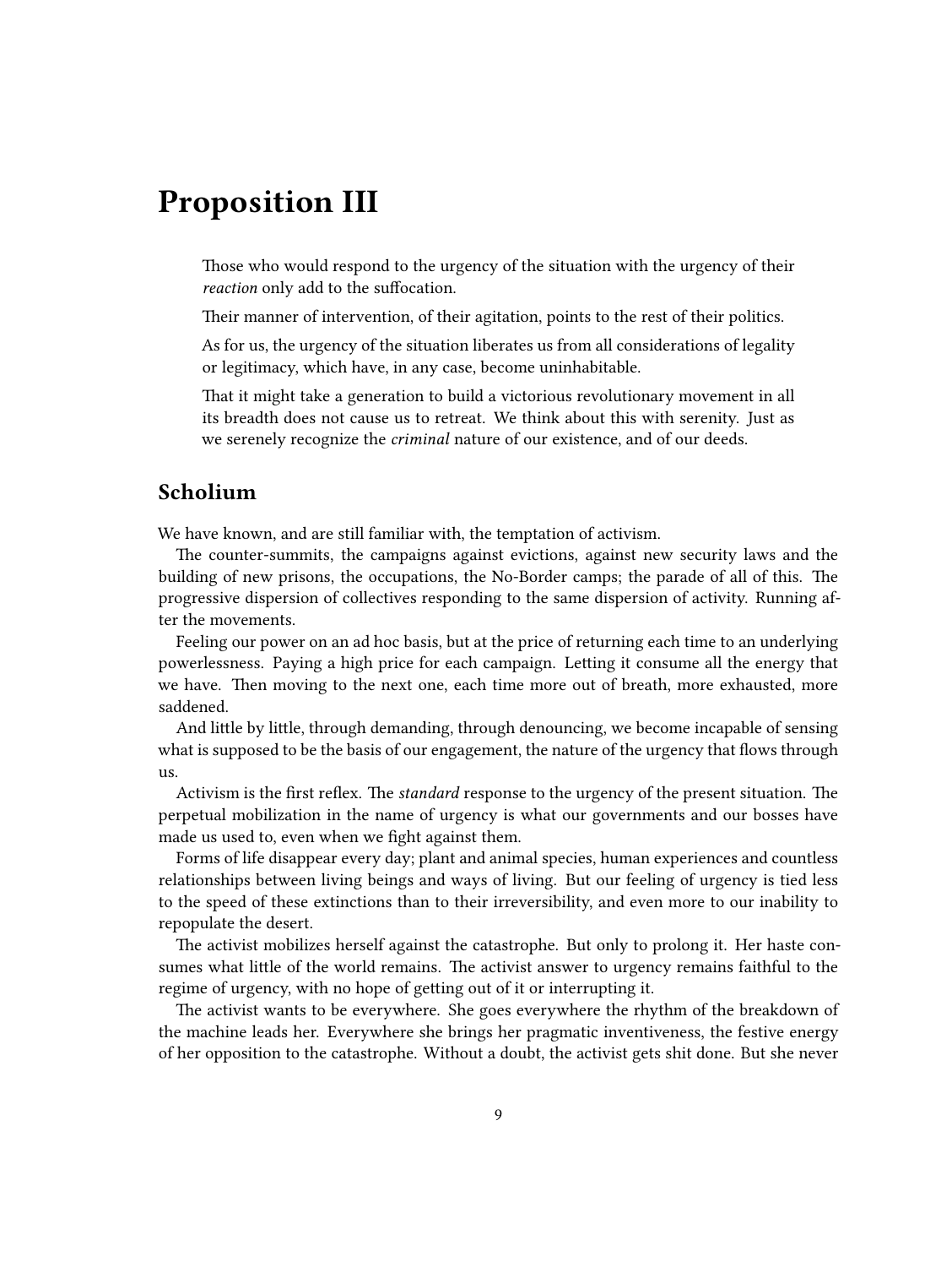# Proposition III

> Those who would respond to the urgency of the situation with the urgency of their *reaction* only add to the suffocation.
>
> Their manner of intervention, of their agitation, points to the rest of their politics.
>
> As for us, the urgency of the situation liberates us from all considerations of legality or legitimacy, which have, in any case, become uninhabitable.
>
> That it might take a generation to build a victorious revolutionary movement in all its breadth does not cause us to retreat. We think about this with serenity. Just as we serenely recognize the *criminal* nature of our existence, and of our deeds.

## Scholium

We have known, and are still familiar with, the temptation of activism.

The counter-summits, the campaigns against evictions, against new security laws and the building of new prisons, the occupations, the No-Border camps; the parade of all of this. The progressive dispersion of collectives responding to the same dispersion of activity. Running after the movements.

Feeling our power on an ad hoc basis, but at the price of returning each time to an underlying powerlessness. Paying a high price for each campaign. Letting it consume all the energy that we have. Then moving to the next one, each time more out of breath, more exhausted, more saddened.

And little by little, through demanding, through denouncing, we become incapable of sensing what is supposed to be the basis of our engagement, the nature of the urgency that flows through us.

Activism is the first reflex. The *standard* response to the urgency of the present situation. The perpetual mobilization in the name of urgency is what our governments and our bosses have made us used to, even when we fight against them.

Forms of life disappear every day; plant and animal species, human experiences and countless relationships between living beings and ways of living. But our feeling of urgency is tied less to the speed of these extinctions than to their irreversibility, and even more to our inability to repopulate the desert.

The activist mobilizes herself against the catastrophe. But only to prolong it. Her haste consumes what little of the world remains. The activist answer to urgency remains faithful to the regime of urgency, with no hope of getting out of it or interrupting it.

The activist wants to be everywhere. She goes everywhere the rhythm of the breakdown of the machine leads her. Everywhere she brings her pragmatic inventiveness, the festive energy of her opposition to the catastrophe. Without a doubt, the activist gets shit done. But she never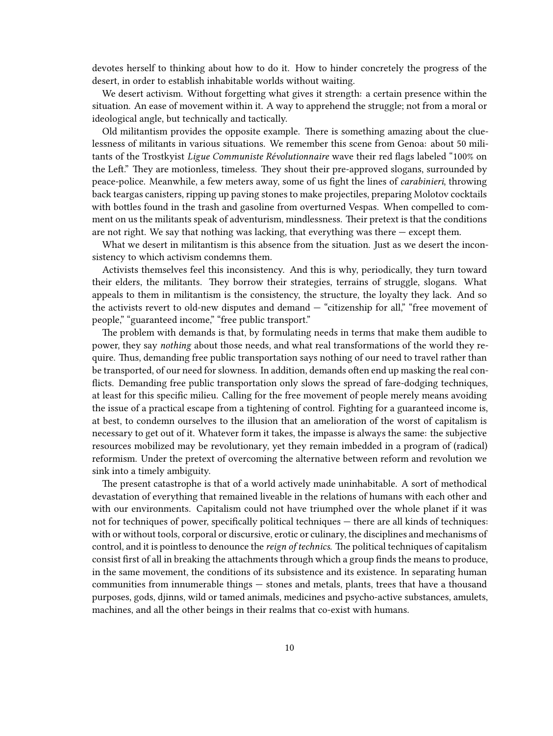devotes herself to thinking about how to do it. How to hinder concretely the progress of the desert, in order to establish inhabitable worlds without waiting.

We desert activism. Without forgetting what gives it strength: a certain presence within the situation. An ease of movement within it. A way to apprehend the struggle; not from a moral or ideological angle, but technically and tactically.

Old militantism provides the opposite example. There is something amazing about the cluelessness of militants in various situations. We remember this scene from Genoa: about 50 militants of the Trostkyist *Ligue Communiste Révolutionnaire* wave their red flags labeled "100% on the Left." They are motionless, timeless. They shout their pre-approved slogans, surrounded by peace-police. Meanwhile, a few meters away, some of us fight the lines of *carabinieri*, throwing back teargas canisters, ripping up paving stones to make projectiles, preparing Molotov cocktails with bottles found in the trash and gasoline from overturned Vespas. When compelled to comment on us the militants speak of adventurism, mindlessness. Their pretext is that the conditions are not right. We say that nothing was lacking, that everything was there — except them.

What we desert in militantism is this absence from the situation. Just as we desert the inconsistency to which activism condemns them.

Activists themselves feel this inconsistency. And this is why, periodically, they turn toward their elders, the militants. They borrow their strategies, terrains of struggle, slogans. What appeals to them in militantism is the consistency, the structure, the loyalty they lack. And so the activists revert to old-new disputes and demand — "citizenship for all," "free movement of people," "guaranteed income," "free public transport."

The problem with demands is that, by formulating needs in terms that make them audible to power, they say *nothing* about those needs, and what real transformations of the world they require. Thus, demanding free public transportation says nothing of our need to travel rather than be transported, of our need for slowness. In addition, demands often end up masking the real conflicts. Demanding free public transportation only slows the spread of fare-dodging techniques, at least for this specific milieu. Calling for the free movement of people merely means avoiding the issue of a practical escape from a tightening of control. Fighting for a guaranteed income is, at best, to condemn ourselves to the illusion that an amelioration of the worst of capitalism is necessary to get out of it. Whatever form it takes, the impasse is always the same: the subjective resources mobilized may be revolutionary, yet they remain imbedded in a program of (radical) reformism. Under the pretext of overcoming the alternative between reform and revolution we sink into a timely ambiguity.

The present catastrophe is that of a world actively made uninhabitable. A sort of methodical devastation of everything that remained liveable in the relations of humans with each other and with our environments. Capitalism could not have triumphed over the whole planet if it was not for techniques of power, specifically political techniques — there are all kinds of techniques: with or without tools, corporal or discursive, erotic or culinary, the disciplines and mechanisms of control, and it is pointless to denounce the *reign of technics*. The political techniques of capitalism consist first of all in breaking the attachments through which a group finds the means to produce, in the same movement, the conditions of its subsistence and its existence. In separating human communities from innumerable things — stones and metals, plants, trees that have a thousand purposes, gods, djinns, wild or tamed animals, medicines and psycho-active substances, amulets, machines, and all the other beings in their realms that co-exist with humans.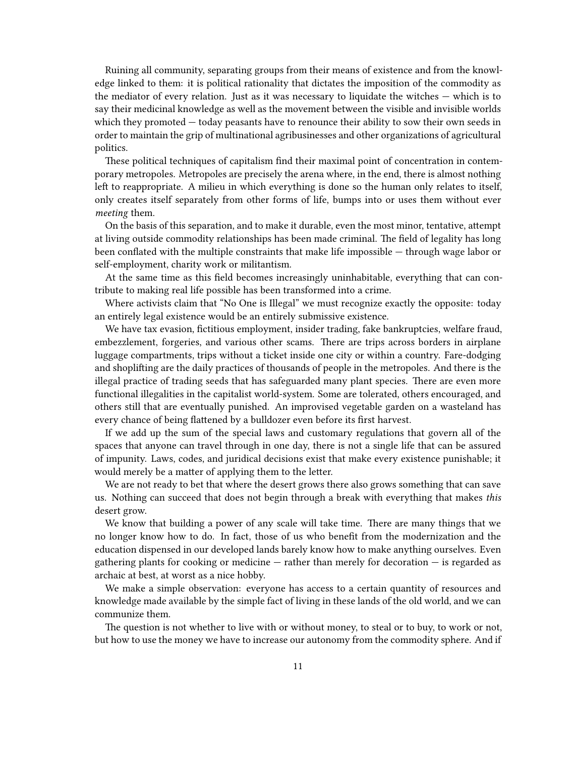Ruining all community, separating groups from their means of existence and from the knowledge linked to them: it is political rationality that dictates the imposition of the commodity as the mediator of every relation. Just as it was necessary to liquidate the witches — which is to say their medicinal knowledge as well as the movement between the visible and invisible worlds which they promoted — today peasants have to renounce their ability to sow their own seeds in order to maintain the grip of multinational agribusinesses and other organizations of agricultural politics.

These political techniques of capitalism find their maximal point of concentration in contemporary metropoles. Metropoles are precisely the arena where, in the end, there is almost nothing left to reappropriate. A milieu in which everything is done so the human only relates to itself, only creates itself separately from other forms of life, bumps into or uses them without ever *meeting* them.

On the basis of this separation, and to make it durable, even the most minor, tentative, attempt at living outside commodity relationships has been made criminal. The field of legality has long been conflated with the multiple constraints that make life impossible — through wage labor or self-employment, charity work or militantism.

At the same time as this field becomes increasingly uninhabitable, everything that can contribute to making real life possible has been transformed into a crime.

Where activists claim that "No One is Illegal" we must recognize exactly the opposite: today an entirely legal existence would be an entirely submissive existence.

We have tax evasion, fictitious employment, insider trading, fake bankruptcies, welfare fraud, embezzlement, forgeries, and various other scams. There are trips across borders in airplane luggage compartments, trips without a ticket inside one city or within a country. Fare-dodging and shoplifting are the daily practices of thousands of people in the metropoles. And there is the illegal practice of trading seeds that has safeguarded many plant species. There are even more functional illegalities in the capitalist world-system. Some are tolerated, others encouraged, and others still that are eventually punished. An improvised vegetable garden on a wasteland has every chance of being flattened by a bulldozer even before its first harvest.

If we add up the sum of the special laws and customary regulations that govern all of the spaces that anyone can travel through in one day, there is not a single life that can be assured of impunity. Laws, codes, and juridical decisions exist that make every existence punishable; it would merely be a matter of applying them to the letter.

We are not ready to bet that where the desert grows there also grows something that can save us. Nothing can succeed that does not begin through a break with everything that makes *this* desert grow.

We know that building a power of any scale will take time. There are many things that we no longer know how to do. In fact, those of us who benefit from the modernization and the education dispensed in our developed lands barely know how to make anything ourselves. Even gathering plants for cooking or medicine — rather than merely for decoration — is regarded as archaic at best, at worst as a nice hobby.

We make a simple observation: everyone has access to a certain quantity of resources and knowledge made available by the simple fact of living in these lands of the old world, and we can communize them.

The question is not whether to live with or without money, to steal or to buy, to work or not, but how to use the money we have to increase our autonomy from the commodity sphere. And if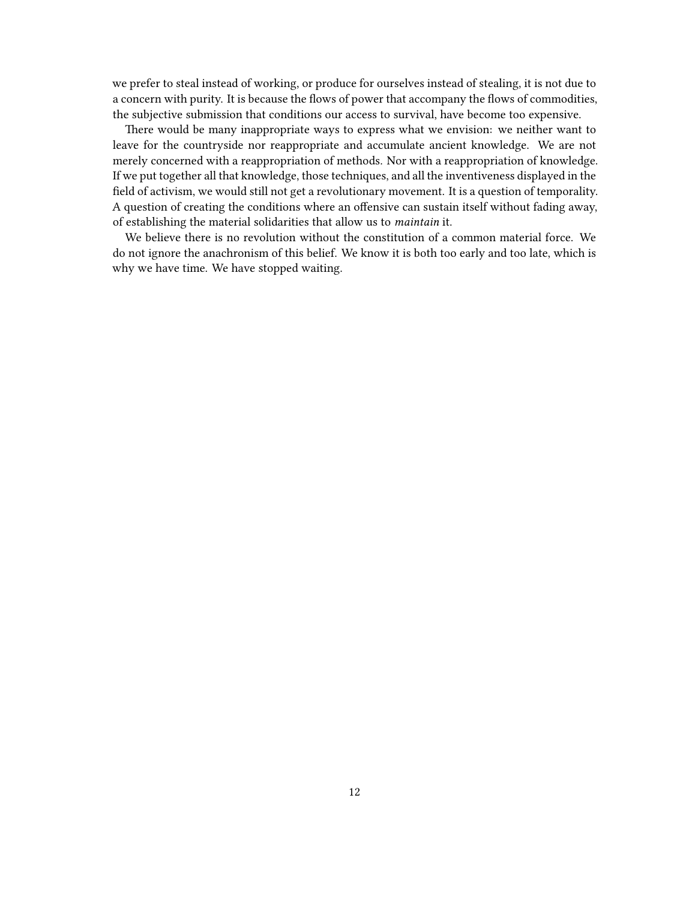we prefer to steal instead of working, or produce for ourselves instead of stealing, it is not due to a concern with purity. It is because the flows of power that accompany the flows of commodities, the subjective submission that conditions our access to survival, have become too expensive.

There would be many inappropriate ways to express what we envision: we neither want to leave for the countryside nor reappropriate and accumulate ancient knowledge. We are not merely concerned with a reappropriation of methods. Nor with a reappropriation of knowledge. If we put together all that knowledge, those techniques, and all the inventiveness displayed in the field of activism, we would still not get a revolutionary movement. It is a question of temporality. A question of creating the conditions where an offensive can sustain itself without fading away, of establishing the material solidarities that allow us to *maintain* it.

We believe there is no revolution without the constitution of a common material force. We do not ignore the anachronism of this belief. We know it is both too early and too late, which is why we have time. We have stopped waiting.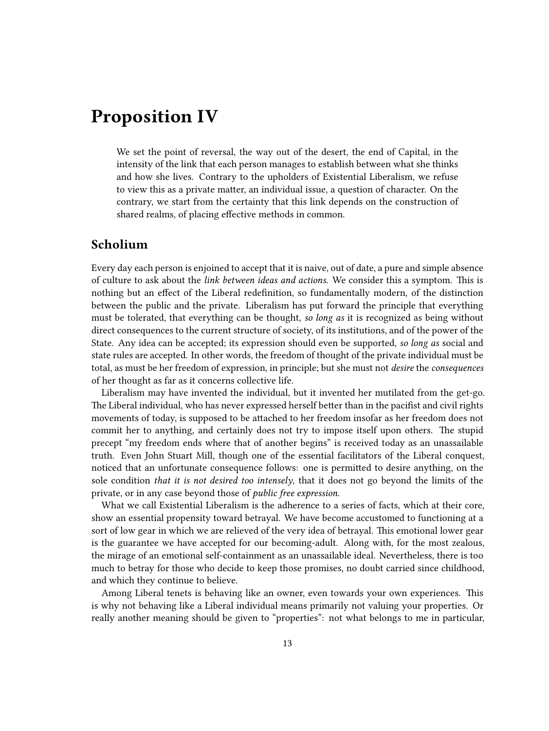# Proposition IV

> We set the point of reversal, the way out of the desert, the end of Capital, in the intensity of the link that each person manages to establish between what she thinks and how she lives. Contrary to the upholders of Existential Liberalism, we refuse to view this as a private matter, an individual issue, a question of character. On the contrary, we start from the certainty that this link depends on the construction of shared realms, of placing effective methods in common.

## Scholium

Every day each person is enjoined to accept that it is naive, out of date, a pure and simple absence of culture to ask about the *link between ideas and actions*. We consider this a symptom. This is nothing but an effect of the Liberal redefinition, so fundamentally modern, of the distinction between the public and the private. Liberalism has put forward the principle that everything must be tolerated, that everything can be thought, *so long as* it is recognized as being without direct consequences to the current structure of society, of its institutions, and of the power of the State. Any idea can be accepted; its expression should even be supported, *so long as* social and state rules are accepted. In other words, the freedom of thought of the private individual must be total, as must be her freedom of expression, in principle; but she must not *desire* the *consequences* of her thought as far as it concerns collective life.

Liberalism may have invented the individual, but it invented her mutilated from the get-go. The Liberal individual, who has never expressed herself better than in the pacifist and civil rights movements of today, is supposed to be attached to her freedom insofar as her freedom does not commit her to anything, and certainly does not try to impose itself upon others. The stupid precept "my freedom ends where that of another begins" is received today as an unassailable truth. Even John Stuart Mill, though one of the essential facilitators of the Liberal conquest, noticed that an unfortunate consequence follows: one is permitted to desire anything, on the sole condition *that it is not desired too intensely*, that it does not go beyond the limits of the private, or in any case beyond those of *public free expression*.

What we call Existential Liberalism is the adherence to a series of facts, which at their core, show an essential propensity toward betrayal. We have become accustomed to functioning at a sort of low gear in which we are relieved of the very idea of betrayal. This emotional lower gear is the guarantee we have accepted for our becoming-adult. Along with, for the most zealous, the mirage of an emotional self-containment as an unassailable ideal. Nevertheless, there is too much to betray for those who decide to keep those promises, no doubt carried since childhood, and which they continue to believe.

Among Liberal tenets is behaving like an owner, even towards your own experiences. This is why not behaving like a Liberal individual means primarily not valuing your properties. Or really another meaning should be given to "properties": not what belongs to me in particular,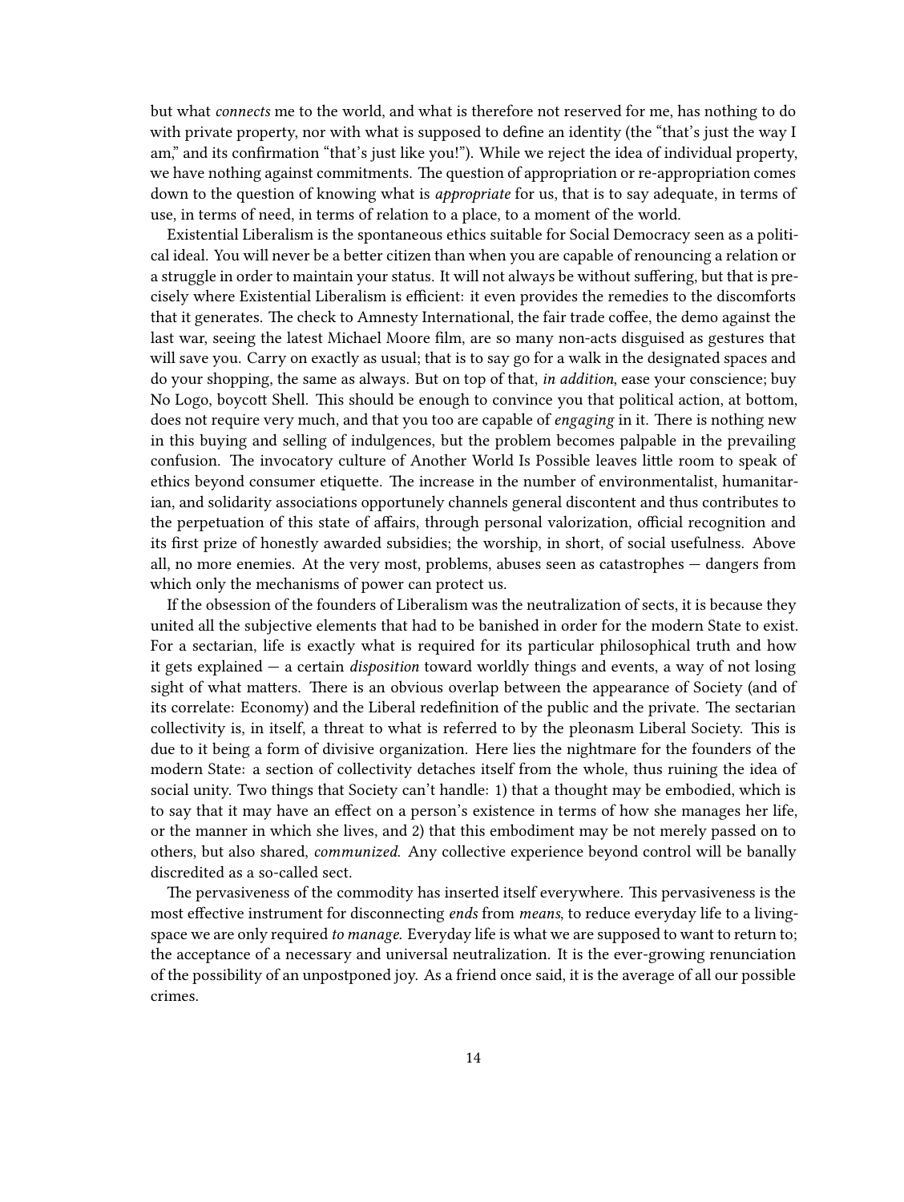but what *connects* me to the world, and what is therefore not reserved for me, has nothing to do with private property, nor with what is supposed to define an identity (the "that's just the way I am," and its confirmation "that's just like you!"). While we reject the idea of individual property, we have nothing against commitments. The question of appropriation or re-appropriation comes down to the question of knowing what is *appropriate* for us, that is to say adequate, in terms of use, in terms of need, in terms of relation to a place, to a moment of the world.

Existential Liberalism is the spontaneous ethics suitable for Social Democracy seen as a political ideal. You will never be a better citizen than when you are capable of renouncing a relation or a struggle in order to maintain your status. It will not always be without suffering, but that is precisely where Existential Liberalism is efficient: it even provides the remedies to the discomforts that it generates. The check to Amnesty International, the fair trade coffee, the demo against the last war, seeing the latest Michael Moore film, are so many non-acts disguised as gestures that will save you. Carry on exactly as usual; that is to say go for a walk in the designated spaces and do your shopping, the same as always. But on top of that, *in addition*, ease your conscience; buy No Logo, boycott Shell. This should be enough to convince you that political action, at bottom, does not require very much, and that you too are capable of *engaging* in it. There is nothing new in this buying and selling of indulgences, but the problem becomes palpable in the prevailing confusion. The invocatory culture of Another World Is Possible leaves little room to speak of ethics beyond consumer etiquette. The increase in the number of environmentalist, humanitarian, and solidarity associations opportunely channels general discontent and thus contributes to the perpetuation of this state of affairs, through personal valorization, official recognition and its first prize of honestly awarded subsidies; the worship, in short, of social usefulness. Above all, no more enemies. At the very most, problems, abuses seen as catastrophes — dangers from which only the mechanisms of power can protect us.

If the obsession of the founders of Liberalism was the neutralization of sects, it is because they united all the subjective elements that had to be banished in order for the modern State to exist. For a sectarian, life is exactly what is required for its particular philosophical truth and how it gets explained — a certain *disposition* toward worldly things and events, a way of not losing sight of what matters. There is an obvious overlap between the appearance of Society (and of its correlate: Economy) and the Liberal redefinition of the public and the private. The sectarian collectivity is, in itself, a threat to what is referred to by the pleonasm Liberal Society. This is due to it being a form of divisive organization. Here lies the nightmare for the founders of the modern State: a section of collectivity detaches itself from the whole, thus ruining the idea of social unity. Two things that Society can't handle: 1) that a thought may be embodied, which is to say that it may have an effect on a person's existence in terms of how she manages her life, or the manner in which she lives, and 2) that this embodiment may be not merely passed on to others, but also shared, *communized*. Any collective experience beyond control will be banally discredited as a so-called sect.

The pervasiveness of the commodity has inserted itself everywhere. This pervasiveness is the most effective instrument for disconnecting *ends* from *means*, to reduce everyday life to a living-space we are only required *to manage*. Everyday life is what we are supposed to want to return to; the acceptance of a necessary and universal neutralization. It is the ever-growing renunciation of the possibility of an unpostponed joy. As a friend once said, it is the average of all our possible crimes.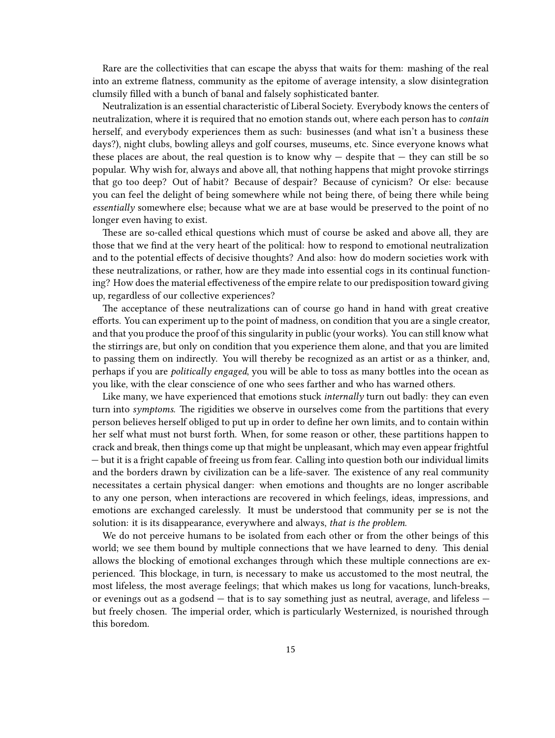Rare are the collectivities that can escape the abyss that waits for them: mashing of the real into an extreme flatness, community as the epitome of average intensity, a slow disintegration clumsily filled with a bunch of banal and falsely sophisticated banter.

Neutralization is an essential characteristic of Liberal Society. Everybody knows the centers of neutralization, where it is required that no emotion stands out, where each person has to *contain* herself, and everybody experiences them as such: businesses (and what isn't a business these days?), night clubs, bowling alleys and golf courses, museums, etc. Since everyone knows what these places are about, the real question is to know why — despite that — they can still be so popular. Why wish for, always and above all, that nothing happens that might provoke stirrings that go too deep? Out of habit? Because of despair? Because of cynicism? Or else: because you can feel the delight of being somewhere while not being there, of being there while being *essentially* somewhere else; because what we are at base would be preserved to the point of no longer even having to exist.

These are so-called ethical questions which must of course be asked and above all, they are those that we find at the very heart of the political: how to respond to emotional neutralization and to the potential effects of decisive thoughts? And also: how do modern societies work with these neutralizations, or rather, how are they made into essential cogs in its continual functioning? How does the material effectiveness of the empire relate to our predisposition toward giving up, regardless of our collective experiences?

The acceptance of these neutralizations can of course go hand in hand with great creative efforts. You can experiment up to the point of madness, on condition that you are a single creator, and that you produce the proof of this singularity in public (your works). You can still know what the stirrings are, but only on condition that you experience them alone, and that you are limited to passing them on indirectly. You will thereby be recognized as an artist or as a thinker, and, perhaps if you are *politically engaged*, you will be able to toss as many bottles into the ocean as you like, with the clear conscience of one who sees farther and who has warned others.

Like many, we have experienced that emotions stuck *internally* turn out badly: they can even turn into *symptoms*. The rigidities we observe in ourselves come from the partitions that every person believes herself obliged to put up in order to define her own limits, and to contain within her self what must not burst forth. When, for some reason or other, these partitions happen to crack and break, then things come up that might be unpleasant, which may even appear frightful — but it is a fright capable of freeing us from fear. Calling into question both our individual limits and the borders drawn by civilization can be a life-saver. The existence of any real community necessitates a certain physical danger: when emotions and thoughts are no longer ascribable to any one person, when interactions are recovered in which feelings, ideas, impressions, and emotions are exchanged carelessly. It must be understood that community per se is not the solution: it is its disappearance, everywhere and always, *that is the problem.*

We do not perceive humans to be isolated from each other or from the other beings of this world; we see them bound by multiple connections that we have learned to deny. This denial allows the blocking of emotional exchanges through which these multiple connections are experienced. This blockage, in turn, is necessary to make us accustomed to the most neutral, the most lifeless, the most average feelings; that which makes us long for vacations, lunch-breaks, or evenings out as a godsend — that is to say something just as neutral, average, and lifeless — but freely chosen. The imperial order, which is particularly Westernized, is nourished through this boredom.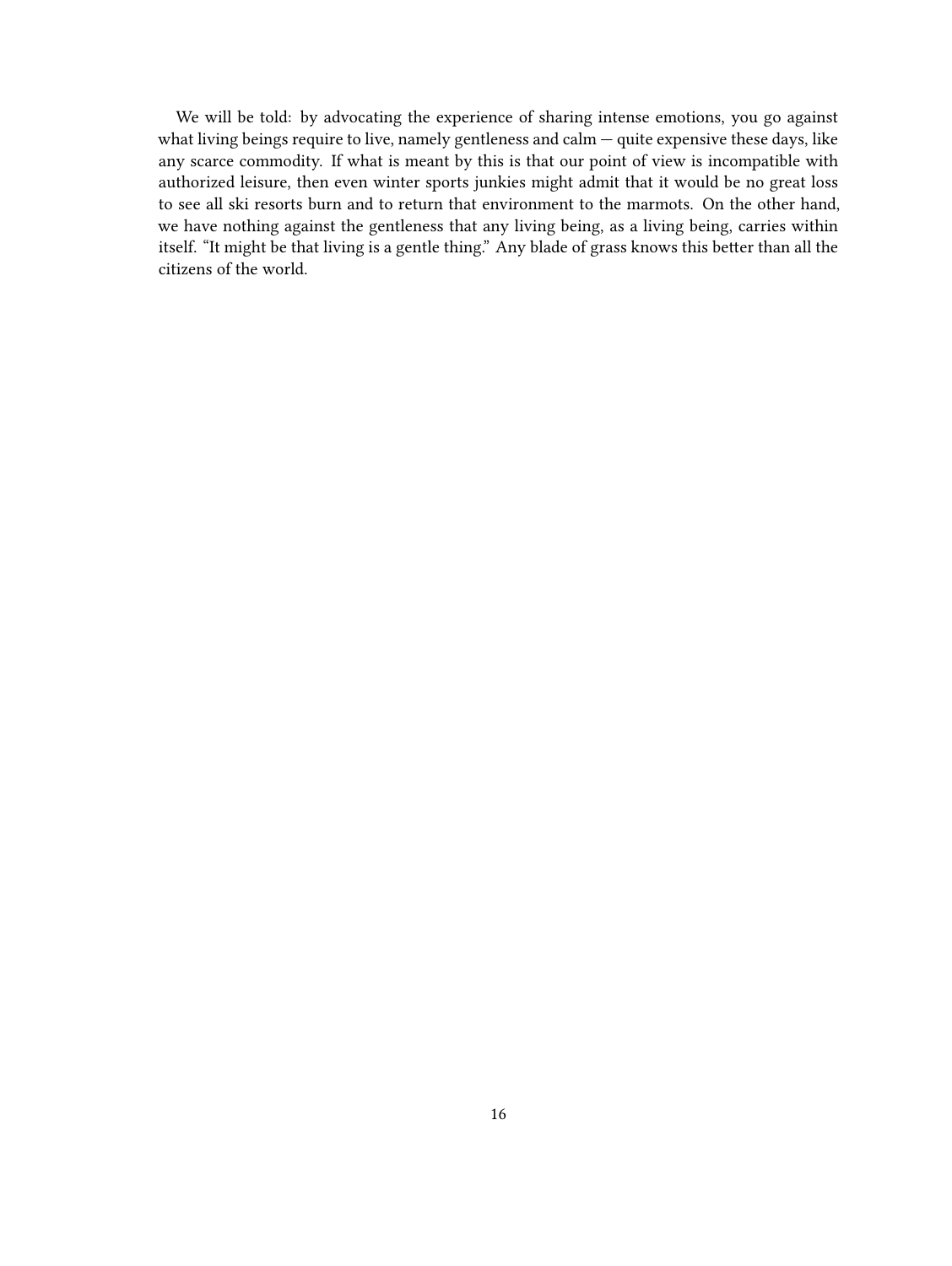We will be told: by advocating the experience of sharing intense emotions, you go against what living beings require to live, namely gentleness and calm — quite expensive these days, like any scarce commodity. If what is meant by this is that our point of view is incompatible with authorized leisure, then even winter sports junkies might admit that it would be no great loss to see all ski resorts burn and to return that environment to the marmots. On the other hand, we have nothing against the gentleness that any living being, as a living being, carries within itself. "It might be that living is a gentle thing." Any blade of grass knows this better than all the citizens of the world.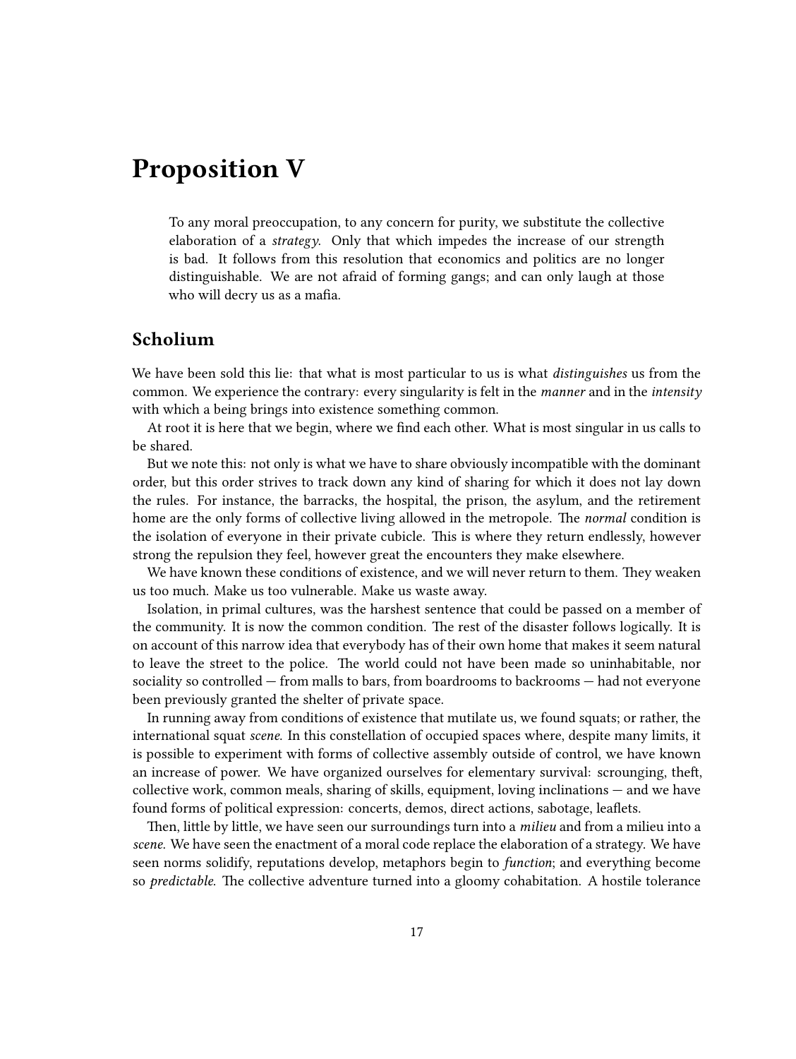# Proposition V

> To any moral preoccupation, to any concern for purity, we substitute the collective elaboration of a *strategy*. Only that which impedes the increase of our strength is bad. It follows from this resolution that economics and politics are no longer distinguishable. We are not afraid of forming gangs; and can only laugh at those who will decry us as a mafia.

## Scholium

We have been sold this lie: that what is most particular to us is what *distinguishes* us from the common. We experience the contrary: every singularity is felt in the *manner* and in the *intensity* with which a being brings into existence something common.

At root it is here that we begin, where we find each other. What is most singular in us calls to be shared.

But we note this: not only is what we have to share obviously incompatible with the dominant order, but this order strives to track down any kind of sharing for which it does not lay down the rules. For instance, the barracks, the hospital, the prison, the asylum, and the retirement home are the only forms of collective living allowed in the metropole. The *normal* condition is the isolation of everyone in their private cubicle. This is where they return endlessly, however strong the repulsion they feel, however great the encounters they make elsewhere.

We have known these conditions of existence, and we will never return to them. They weaken us too much. Make us too vulnerable. Make us waste away.

Isolation, in primal cultures, was the harshest sentence that could be passed on a member of the community. It is now the common condition. The rest of the disaster follows logically. It is on account of this narrow idea that everybody has of their own home that makes it seem natural to leave the street to the police. The world could not have been made so uninhabitable, nor sociality so controlled — from malls to bars, from boardrooms to backrooms — had not everyone been previously granted the shelter of private space.

In running away from conditions of existence that mutilate us, we found squats; or rather, the international squat *scene*. In this constellation of occupied spaces where, despite many limits, it is possible to experiment with forms of collective assembly outside of control, we have known an increase of power. We have organized ourselves for elementary survival: scrounging, theft, collective work, common meals, sharing of skills, equipment, loving inclinations — and we have found forms of political expression: concerts, demos, direct actions, sabotage, leaflets.

Then, little by little, we have seen our surroundings turn into a *milieu* and from a milieu into a *scene*. We have seen the enactment of a moral code replace the elaboration of a strategy. We have seen norms solidify, reputations develop, metaphors begin to *function*; and everything become so *predictable*. The collective adventure turned into a gloomy cohabitation. A hostile tolerance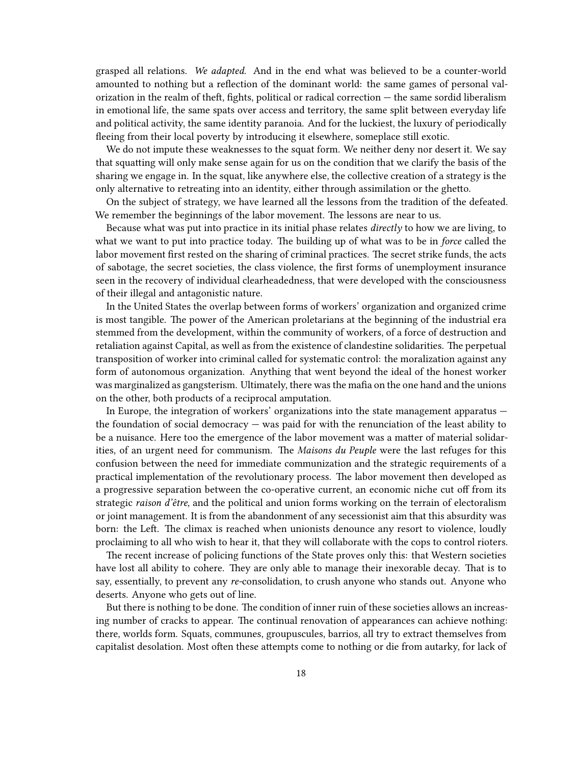grasped all relations. *We adapted.* And in the end what was believed to be a counter-world amounted to nothing but a reflection of the dominant world: the same games of personal valorization in the realm of theft, fights, political or radical correction — the same sordid liberalism in emotional life, the same spats over access and territory, the same split between everyday life and political activity, the same identity paranoia. And for the luckiest, the luxury of periodically fleeing from their local poverty by introducing it elsewhere, someplace still exotic.

We do not impute these weaknesses to the squat form. We neither deny nor desert it. We say that squatting will only make sense again for us on the condition that we clarify the basis of the sharing we engage in. In the squat, like anywhere else, the collective creation of a strategy is the only alternative to retreating into an identity, either through assimilation or the ghetto.

On the subject of strategy, we have learned all the lessons from the tradition of the defeated. We remember the beginnings of the labor movement. The lessons are near to us.

Because what was put into practice in its initial phase relates *directly* to how we are living, to what we want to put into practice today. The building up of what was to be in *force* called the labor movement first rested on the sharing of criminal practices. The secret strike funds, the acts of sabotage, the secret societies, the class violence, the first forms of unemployment insurance seen in the recovery of individual clearheadedness, that were developed with the consciousness of their illegal and antagonistic nature.

In the United States the overlap between forms of workers' organization and organized crime is most tangible. The power of the American proletarians at the beginning of the industrial era stemmed from the development, within the community of workers, of a force of destruction and retaliation against Capital, as well as from the existence of clandestine solidarities. The perpetual transposition of worker into criminal called for systematic control: the moralization against any form of autonomous organization. Anything that went beyond the ideal of the honest worker was marginalized as gangsterism. Ultimately, there was the mafia on the one hand and the unions on the other, both products of a reciprocal amputation.

In Europe, the integration of workers' organizations into the state management apparatus — the foundation of social democracy — was paid for with the renunciation of the least ability to be a nuisance. Here too the emergence of the labor movement was a matter of material solidarities, of an urgent need for communism. The *Maisons du Peuple* were the last refuges for this confusion between the need for immediate communization and the strategic requirements of a practical implementation of the revolutionary process. The labor movement then developed as a progressive separation between the co-operative current, an economic niche cut off from its strategic *raison d'être*, and the political and union forms working on the terrain of electoralism or joint management. It is from the abandonment of any secessionist aim that this absurdity was born: the Left. The climax is reached when unionists denounce any resort to violence, loudly proclaiming to all who wish to hear it, that they will collaborate with the cops to control rioters.

The recent increase of policing functions of the State proves only this: that Western societies have lost all ability to cohere. They are only able to manage their inexorable decay. That is to say, essentially, to prevent any *re*-consolidation, to crush anyone who stands out. Anyone who deserts. Anyone who gets out of line.

But there is nothing to be done. The condition of inner ruin of these societies allows an increasing number of cracks to appear. The continual renovation of appearances can achieve nothing: there, worlds form. Squats, communes, groupuscules, barrios, all try to extract themselves from capitalist desolation. Most often these attempts come to nothing or die from autarky, for lack of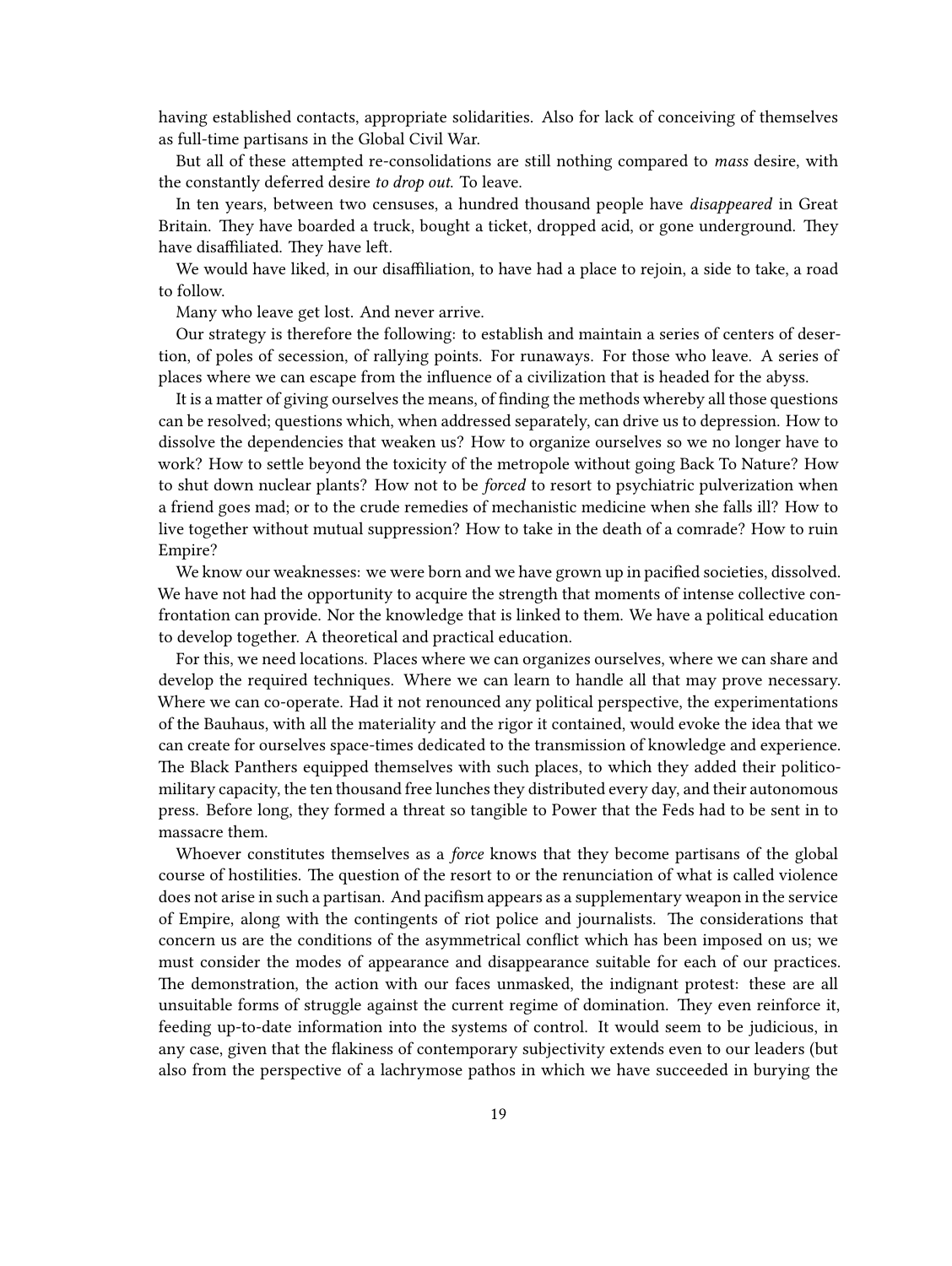having established contacts, appropriate solidarities. Also for lack of conceiving of themselves as full-time partisans in the Global Civil War.

But all of these attempted re-consolidations are still nothing compared to *mass* desire, with the constantly deferred desire *to drop out*. To leave.

In ten years, between two censuses, a hundred thousand people have *disappeared* in Great Britain. They have boarded a truck, bought a ticket, dropped acid, or gone underground. They have disaffiliated. They have left.

We would have liked, in our disaffiliation, to have had a place to rejoin, a side to take, a road to follow.

Many who leave get lost. And never arrive.

Our strategy is therefore the following: to establish and maintain a series of centers of desertion, of poles of secession, of rallying points. For runaways. For those who leave. A series of places where we can escape from the influence of a civilization that is headed for the abyss.

It is a matter of giving ourselves the means, of finding the methods whereby all those questions can be resolved; questions which, when addressed separately, can drive us to depression. How to dissolve the dependencies that weaken us? How to organize ourselves so we no longer have to work? How to settle beyond the toxicity of the metropole without going Back To Nature? How to shut down nuclear plants? How not to be *forced* to resort to psychiatric pulverization when a friend goes mad; or to the crude remedies of mechanistic medicine when she falls ill? How to live together without mutual suppression? How to take in the death of a comrade? How to ruin Empire?

We know our weaknesses: we were born and we have grown up in pacified societies, dissolved. We have not had the opportunity to acquire the strength that moments of intense collective confrontation can provide. Nor the knowledge that is linked to them. We have a political education to develop together. A theoretical and practical education.

For this, we need locations. Places where we can organizes ourselves, where we can share and develop the required techniques. Where we can learn to handle all that may prove necessary. Where we can co-operate. Had it not renounced any political perspective, the experimentations of the Bauhaus, with all the materiality and the rigor it contained, would evoke the idea that we can create for ourselves space-times dedicated to the transmission of knowledge and experience. The Black Panthers equipped themselves with such places, to which they added their politico-military capacity, the ten thousand free lunches they distributed every day, and their autonomous press. Before long, they formed a threat so tangible to Power that the Feds had to be sent in to massacre them.

Whoever constitutes themselves as a *force* knows that they become partisans of the global course of hostilities. The question of the resort to or the renunciation of what is called violence does not arise in such a partisan. And pacifism appears as a supplementary weapon in the service of Empire, along with the contingents of riot police and journalists. The considerations that concern us are the conditions of the asymmetrical conflict which has been imposed on us; we must consider the modes of appearance and disappearance suitable for each of our practices. The demonstration, the action with our faces unmasked, the indignant protest: these are all unsuitable forms of struggle against the current regime of domination. They even reinforce it, feeding up-to-date information into the systems of control. It would seem to be judicious, in any case, given that the flakiness of contemporary subjectivity extends even to our leaders (but also from the perspective of a lachrymose pathos in which we have succeeded in burying the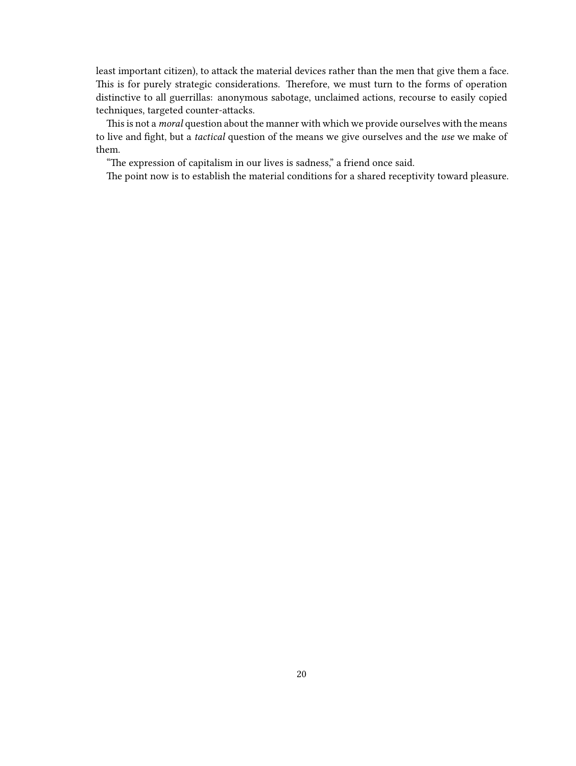least important citizen), to attack the material devices rather than the men that give them a face. This is for purely strategic considerations. Therefore, we must turn to the forms of operation distinctive to all guerrillas: anonymous sabotage, unclaimed actions, recourse to easily copied techniques, targeted counter-attacks.

This is not a *moral* question about the manner with which we provide ourselves with the means to live and fight, but a *tactical* question of the means we give ourselves and the *use* we make of them.

"The expression of capitalism in our lives is sadness," a friend once said.

The point now is to establish the material conditions for a shared receptivity toward pleasure.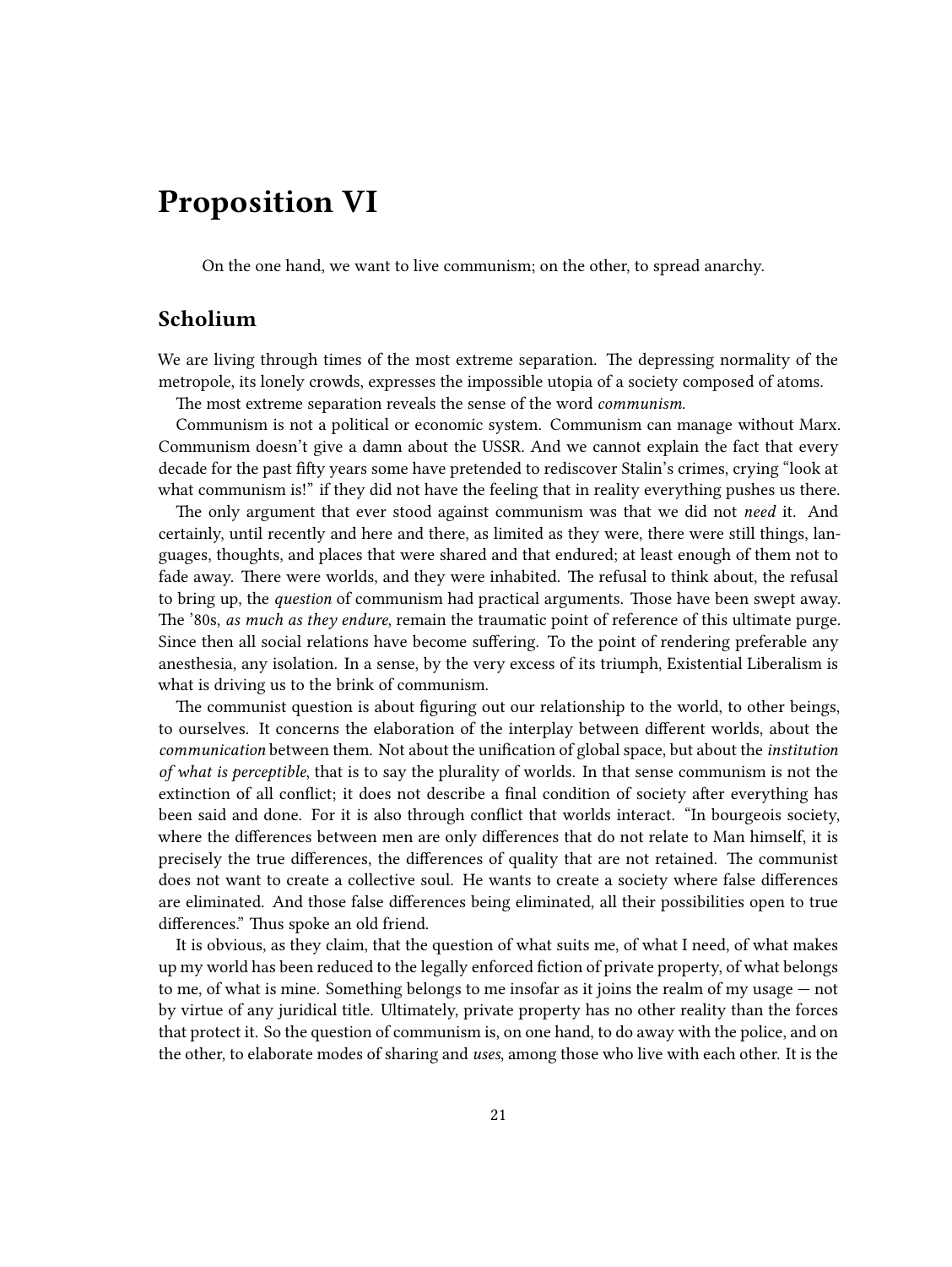# Proposition VI

On the one hand, we want to live communism; on the other, to spread anarchy.

## Scholium

We are living through times of the most extreme separation. The depressing normality of the metropole, its lonely crowds, expresses the impossible utopia of a society composed of atoms.

The most extreme separation reveals the sense of the word *communism.*

Communism is not a political or economic system. Communism can manage without Marx. Communism doesn't give a damn about the USSR. And we cannot explain the fact that every decade for the past fifty years some have pretended to rediscover Stalin's crimes, crying "look at what communism is!" if they did not have the feeling that in reality everything pushes us there.

The only argument that ever stood against communism was that we did not *need* it. And certainly, until recently and here and there, as limited as they were, there were still things, languages, thoughts, and places that were shared and that endured; at least enough of them not to fade away. There were worlds, and they were inhabited. The refusal to think about, the refusal to bring up, the *question* of communism had practical arguments. Those have been swept away. The '80s, *as much as they endure*, remain the traumatic point of reference of this ultimate purge. Since then all social relations have become suffering. To the point of rendering preferable any anesthesia, any isolation. In a sense, by the very excess of its triumph, Existential Liberalism is what is driving us to the brink of communism.

The communist question is about figuring out our relationship to the world, to other beings, to ourselves. It concerns the elaboration of the interplay between different worlds, about the *communication* between them. Not about the unification of global space, but about the *institution of what is perceptible*, that is to say the plurality of worlds. In that sense communism is not the extinction of all conflict; it does not describe a final condition of society after everything has been said and done. For it is also through conflict that worlds interact. "In bourgeois society, where the differences between men are only differences that do not relate to Man himself, it is precisely the true differences, the differences of quality that are not retained. The communist does not want to create a collective soul. He wants to create a society where false differences are eliminated. And those false differences being eliminated, all their possibilities open to true differences." Thus spoke an old friend.

It is obvious, as they claim, that the question of what suits me, of what I need, of what makes up my world has been reduced to the legally enforced fiction of private property, of what belongs to me, of what is mine. Something belongs to me insofar as it joins the realm of my usage — not by virtue of any juridical title. Ultimately, private property has no other reality than the forces that protect it. So the question of communism is, on one hand, to do away with the police, and on the other, to elaborate modes of sharing and *uses*, among those who live with each other. It is the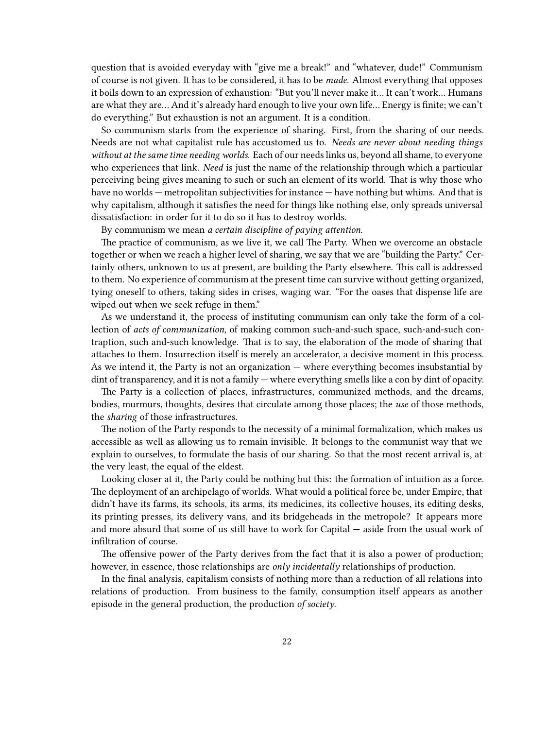question that is avoided everyday with "give me a break!" and "whatever, dude!" Communism of course is not given. It has to be considered, it has to be *made*. Almost everything that opposes it boils down to an expression of exhaustion: "But you'll never make it… It can't work… Humans are what they are… And it's already hard enough to live your own life… Energy is finite; we can't do everything." But exhaustion is not an argument. It is a condition.

So communism starts from the experience of sharing. First, from the sharing of our needs. Needs are not what capitalist rule has accustomed us to. *Needs are never about needing things without at the same time needing worlds.* Each of our needs links us, beyond all shame, to everyone who experiences that link. *Need* is just the name of the relationship through which a particular perceiving being gives meaning to such or such an element of its world. That is why those who have no worlds — metropolitan subjectivities for instance — have nothing but whims. And that is why capitalism, although it satisfies the need for things like nothing else, only spreads universal dissatisfaction: in order for it to do so it has to destroy worlds.

By communism we mean *a certain discipline of paying attention.*

The practice of communism, as we live it, we call The Party. When we overcome an obstacle together or when we reach a higher level of sharing, we say that we are "building the Party." Certainly others, unknown to us at present, are building the Party elsewhere. This call is addressed to them. No experience of communism at the present time can survive without getting organized, tying oneself to others, taking sides in crises, waging war. "For the oases that dispense life are wiped out when we seek refuge in them."

As we understand it, the process of instituting communism can only take the form of a collection of *acts of communization*, of making common such-and-such space, such-and-such contraption, such and-such knowledge. That is to say, the elaboration of the mode of sharing that attaches to them. Insurrection itself is merely an accelerator, a decisive moment in this process. As we intend it, the Party is not an organization — where everything becomes insubstantial by dint of transparency, and it is not a family — where everything smells like a con by dint of opacity.

The Party is a collection of places, infrastructures, communized methods, and the dreams, bodies, murmurs, thoughts, desires that circulate among those places; the *use* of those methods, the *sharing* of those infrastructures.

The notion of the Party responds to the necessity of a minimal formalization, which makes us accessible as well as allowing us to remain invisible. It belongs to the communist way that we explain to ourselves, to formulate the basis of our sharing. So that the most recent arrival is, at the very least, the equal of the eldest.

Looking closer at it, the Party could be nothing but this: the formation of intuition as a force. The deployment of an archipelago of worlds. What would a political force be, under Empire, that didn't have its farms, its schools, its arms, its medicines, its collective houses, its editing desks, its printing presses, its delivery vans, and its bridgeheads in the metropole? It appears more and more absurd that some of us still have to work for Capital — aside from the usual work of infiltration of course.

The offensive power of the Party derives from the fact that it is also a power of production; however, in essence, those relationships are *only incidentally* relationships of production.

In the final analysis, capitalism consists of nothing more than a reduction of all relations into relations of production. From business to the family, consumption itself appears as another episode in the general production, the production *of society*.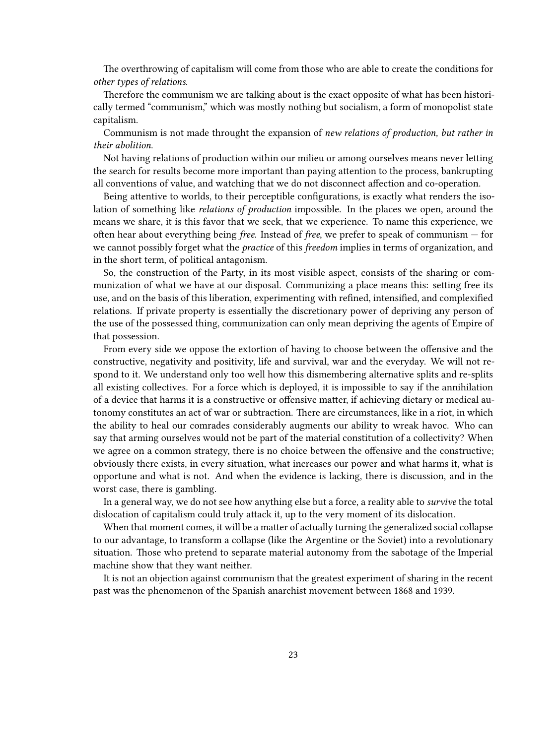The overthrowing of capitalism will come from those who are able to create the conditions for *other types of relations*.

Therefore the communism we are talking about is the exact opposite of what has been historically termed "communism," which was mostly nothing but socialism, a form of monopolist state capitalism.

Communism is not made throught the expansion of *new relations of production, but rather in their abolition.*

Not having relations of production within our milieu or among ourselves means never letting the search for results become more important than paying attention to the process, bankrupting all conventions of value, and watching that we do not disconnect affection and co-operation.

Being attentive to worlds, to their perceptible configurations, is exactly what renders the isolation of something like *relations of production* impossible. In the places we open, around the means we share, it is this favor that we seek, that we experience. To name this experience, we often hear about everything being *free*. Instead of *free*, we prefer to speak of communism — for we cannot possibly forget what the *practice* of this *freedom* implies in terms of organization, and in the short term, of political antagonism.

So, the construction of the Party, in its most visible aspect, consists of the sharing or communization of what we have at our disposal. Communizing a place means this: setting free its use, and on the basis of this liberation, experimenting with refined, intensified, and complexified relations. If private property is essentially the discretionary power of depriving any person of the use of the possessed thing, communization can only mean depriving the agents of Empire of that possession.

From every side we oppose the extortion of having to choose between the offensive and the constructive, negativity and positivity, life and survival, war and the everyday. We will not respond to it. We understand only too well how this dismembering alternative splits and re-splits all existing collectives. For a force which is deployed, it is impossible to say if the annihilation of a device that harms it is a constructive or offensive matter, if achieving dietary or medical autonomy constitutes an act of war or subtraction. There are circumstances, like in a riot, in which the ability to heal our comrades considerably augments our ability to wreak havoc. Who can say that arming ourselves would not be part of the material constitution of a collectivity? When we agree on a common strategy, there is no choice between the offensive and the constructive; obviously there exists, in every situation, what increases our power and what harms it, what is opportune and what is not. And when the evidence is lacking, there is discussion, and in the worst case, there is gambling.

In a general way, we do not see how anything else but a force, a reality able to *survive* the total dislocation of capitalism could truly attack it, up to the very moment of its dislocation.

When that moment comes, it will be a matter of actually turning the generalized social collapse to our advantage, to transform a collapse (like the Argentine or the Soviet) into a revolutionary situation. Those who pretend to separate material autonomy from the sabotage of the Imperial machine show that they want neither.

It is not an objection against communism that the greatest experiment of sharing in the recent past was the phenomenon of the Spanish anarchist movement between 1868 and 1939.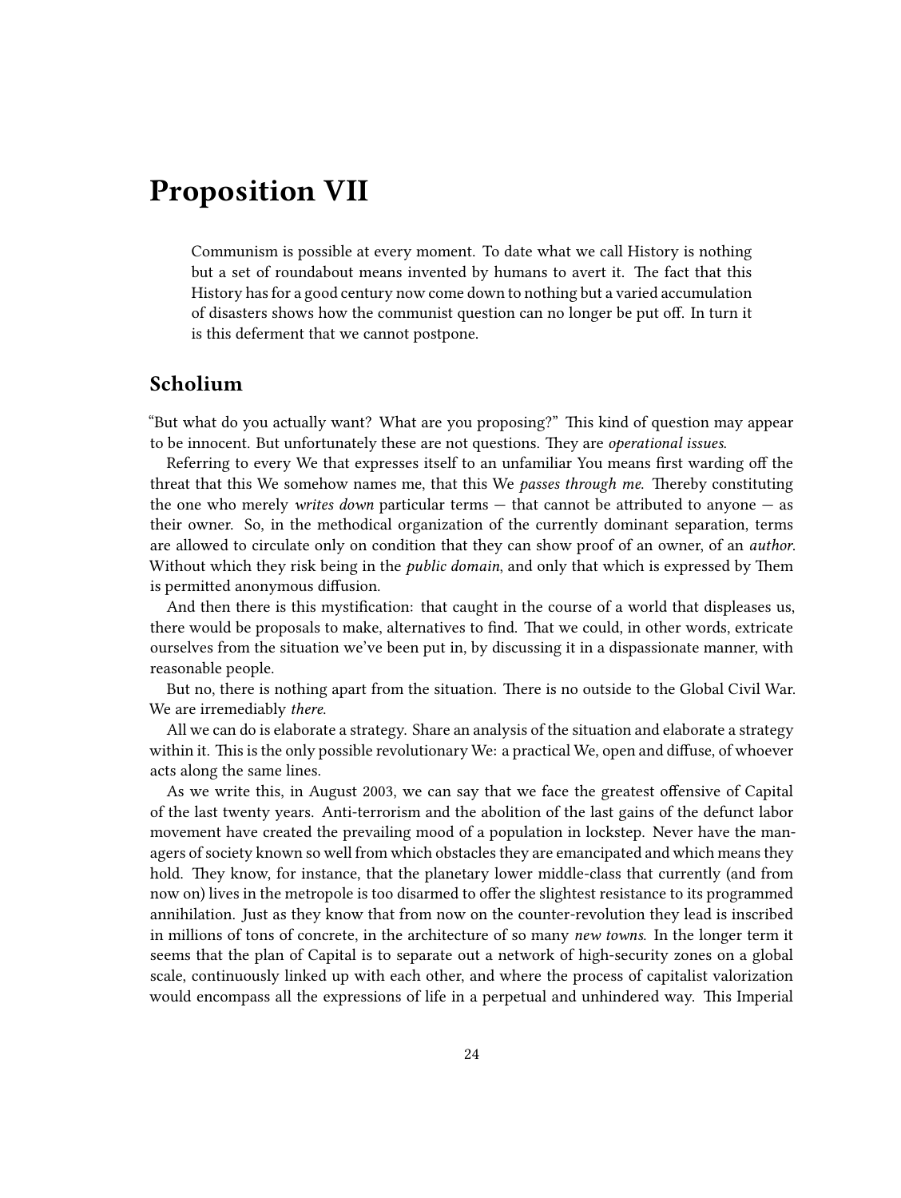# Proposition VII

> Communism is possible at every moment. To date what we call History is nothing but a set of roundabout means invented by humans to avert it. The fact that this History has for a good century now come down to nothing but a varied accumulation of disasters shows how the communist question can no longer be put off. In turn it is this deferment that we cannot postpone.

## Scholium

"But what do you actually want? What are you proposing?" This kind of question may appear to be innocent. But unfortunately these are not questions. They are *operational issues.*

Referring to every We that expresses itself to an unfamiliar You means first warding off the threat that this We somehow names me, that this We *passes through me.* Thereby constituting the one who merely *writes down* particular terms — that cannot be attributed to anyone — as their owner. So, in the methodical organization of the currently dominant separation, terms are allowed to circulate only on condition that they can show proof of an owner, of an *author*. Without which they risk being in the *public domain*, and only that which is expressed by Them is permitted anonymous diffusion.

And then there is this mystification: that caught in the course of a world that displeases us, there would be proposals to make, alternatives to find. That we could, in other words, extricate ourselves from the situation we've been put in, by discussing it in a dispassionate manner, with reasonable people.

But no, there is nothing apart from the situation. There is no outside to the Global Civil War. We are irremediably *there*.

All we can do is elaborate a strategy. Share an analysis of the situation and elaborate a strategy within it. This is the only possible revolutionary We: a practical We, open and diffuse, of whoever acts along the same lines.

As we write this, in August 2003, we can say that we face the greatest offensive of Capital of the last twenty years. Anti-terrorism and the abolition of the last gains of the defunct labor movement have created the prevailing mood of a population in lockstep. Never have the managers of society known so well from which obstacles they are emancipated and which means they hold. They know, for instance, that the planetary lower middle-class that currently (and from now on) lives in the metropole is too disarmed to offer the slightest resistance to its programmed annihilation. Just as they know that from now on the counter-revolution they lead is inscribed in millions of tons of concrete, in the architecture of so many *new towns.* In the longer term it seems that the plan of Capital is to separate out a network of high-security zones on a global scale, continuously linked up with each other, and where the process of capitalist valorization would encompass all the expressions of life in a perpetual and unhindered way. This Imperial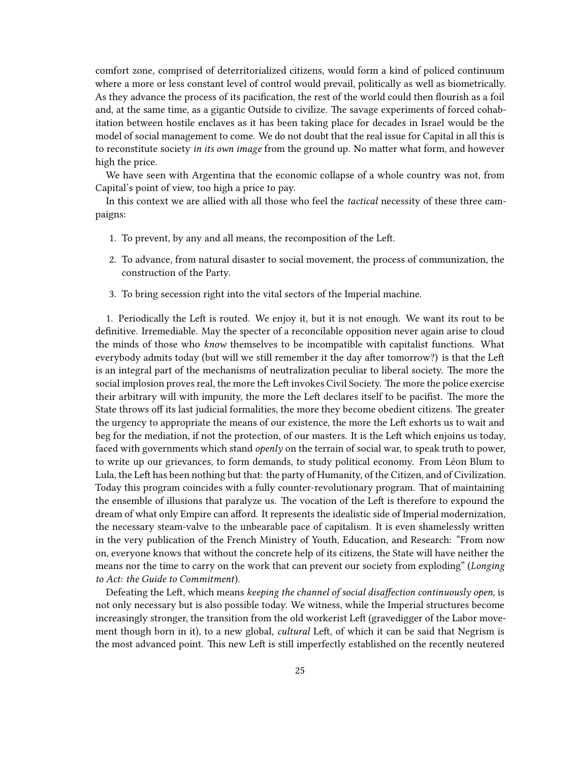comfort zone, comprised of deterritorialized citizens, would form a kind of policed continuum where a more or less constant level of control would prevail, politically as well as biometrically. As they advance the process of its pacification, the rest of the world could then flourish as a foil and, at the same time, as a gigantic Outside to civilize. The savage experiments of forced cohabitation between hostile enclaves as it has been taking place for decades in Israel would be the model of social management to come. We do not doubt that the real issue for Capital in all this is to reconstitute society *in its own image* from the ground up. No matter what form, and however high the price.

We have seen with Argentina that the economic collapse of a whole country was not, from Capital's point of view, too high a price to pay.

In this context we are allied with all those who feel the *tactical* necessity of these three campaigns:

1. To prevent, by any and all means, the recomposition of the Left.
2. To advance, from natural disaster to social movement, the process of communization, the construction of the Party.
3. To bring secession right into the vital sectors of the Imperial machine.

1. Periodically the Left is routed. We enjoy it, but it is not enough. We want its rout to be definitive. Irremediable. May the specter of a reconcilable opposition never again arise to cloud the minds of those who *know* themselves to be incompatible with capitalist functions. What everybody admits today (but will we still remember it the day after tomorrow?) is that the Left is an integral part of the mechanisms of neutralization peculiar to liberal society. The more the social implosion proves real, the more the Left invokes Civil Society. The more the police exercise their arbitrary will with impunity, the more the Left declares itself to be pacifist. The more the State throws off its last judicial formalities, the more they become obedient citizens. The greater the urgency to appropriate the means of our existence, the more the Left exhorts us to wait and beg for the mediation, if not the protection, of our masters. It is the Left which enjoins us today, faced with governments which stand *openly* on the terrain of social war, to speak truth to power, to write up our grievances, to form demands, to study political economy. From Léon Blum to Lula, the Left has been nothing but that: the party of Humanity, of the Citizen, and of Civilization. Today this program coincides with a fully counter-revolutionary program. That of maintaining the ensemble of illusions that paralyze us. The vocation of the Left is therefore to expound the dream of what only Empire can afford. It represents the idealistic side of Imperial modernization, the necessary steam-valve to the unbearable pace of capitalism. It is even shamelessly written in the very publication of the French Ministry of Youth, Education, and Research: "From now on, everyone knows that without the concrete help of its citizens, the State will have neither the means nor the time to carry on the work that can prevent our society from exploding" (*Longing to Act: the Guide to Commitment*).

Defeating the Left, which means *keeping the channel of social disaffection continuously open*, is not only necessary but is also possible today. We witness, while the Imperial structures become increasingly stronger, the transition from the old workerist Left (gravedigger of the Labor movement though born in it), to a new global, *cultural* Left, of which it can be said that Negrism is the most advanced point. This new Left is still imperfectly established on the recently neutered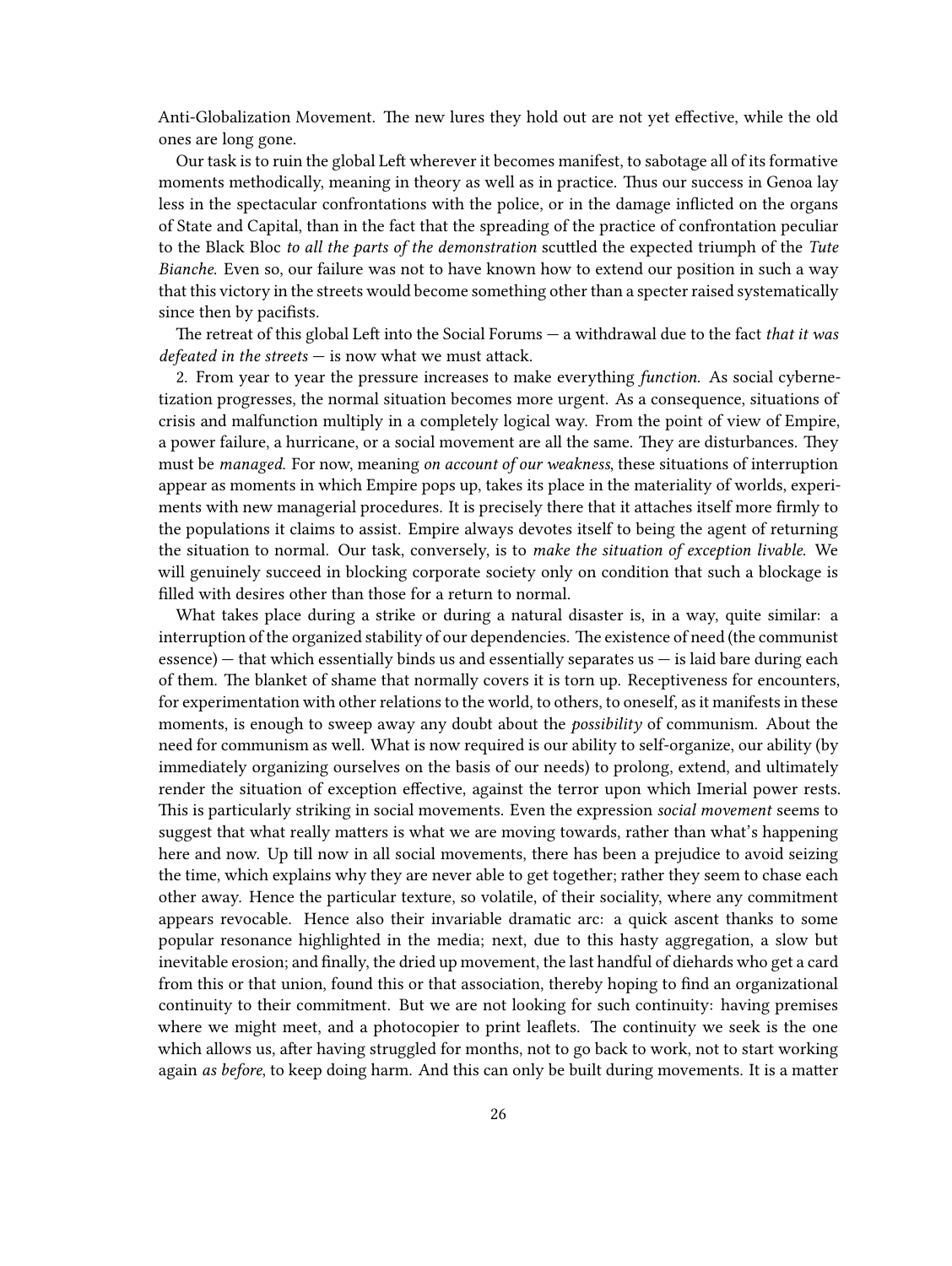Anti-Globalization Movement. The new lures they hold out are not yet effective, while the old ones are long gone.

Our task is to ruin the global Left wherever it becomes manifest, to sabotage all of its formative moments methodically, meaning in theory as well as in practice. Thus our success in Genoa lay less in the spectacular confrontations with the police, or in the damage inflicted on the organs of State and Capital, than in the fact that the spreading of the practice of confrontation peculiar to the Black Bloc *to all the parts of the demonstration* scuttled the expected triumph of the *Tute Bianche*. Even so, our failure was not to have known how to extend our position in such a way that this victory in the streets would become something other than a specter raised systematically since then by pacifists.

The retreat of this global Left into the Social Forums — a withdrawal due to the fact *that it was defeated in the streets* — is now what we must attack.

2. From year to year the pressure increases to make everything *function*. As social cybernetization progresses, the normal situation becomes more urgent. As a consequence, situations of crisis and malfunction multiply in a completely logical way. From the point of view of Empire, a power failure, a hurricane, or a social movement are all the same. They are disturbances. They must be *managed*. For now, meaning *on account of our weakness*, these situations of interruption appear as moments in which Empire pops up, takes its place in the materiality of worlds, experiments with new managerial procedures. It is precisely there that it attaches itself more firmly to the populations it claims to assist. Empire always devotes itself to being the agent of returning the situation to normal. Our task, conversely, is to *make the situation of exception livable*. We will genuinely succeed in blocking corporate society only on condition that such a blockage is filled with desires other than those for a return to normal.

What takes place during a strike or during a natural disaster is, in a way, quite similar: a interruption of the organized stability of our dependencies. The existence of need (the communist essence) — that which essentially binds us and essentially separates us — is laid bare during each of them. The blanket of shame that normally covers it is torn up. Receptiveness for encounters, for experimentation with other relations to the world, to others, to oneself, as it manifests in these moments, is enough to sweep away any doubt about the *possibility* of communism. About the need for communism as well. What is now required is our ability to self-organize, our ability (by immediately organizing ourselves on the basis of our needs) to prolong, extend, and ultimately render the situation of exception effective, against the terror upon which Imerial power rests. This is particularly striking in social movements. Even the expression *social movement* seems to suggest that what really matters is what we are moving towards, rather than what's happening here and now. Up till now in all social movements, there has been a prejudice to avoid seizing the time, which explains why they are never able to get together; rather they seem to chase each other away. Hence the particular texture, so volatile, of their sociality, where any commitment appears revocable. Hence also their invariable dramatic arc: a quick ascent thanks to some popular resonance highlighted in the media; next, due to this hasty aggregation, a slow but inevitable erosion; and finally, the dried up movement, the last handful of diehards who get a card from this or that union, found this or that association, thereby hoping to find an organizational continuity to their commitment. But we are not looking for such continuity: having premises where we might meet, and a photocopier to print leaflets. The continuity we seek is the one which allows us, after having struggled for months, not to go back to work, not to start working again *as before*, to keep doing harm. And this can only be built during movements. It is a matter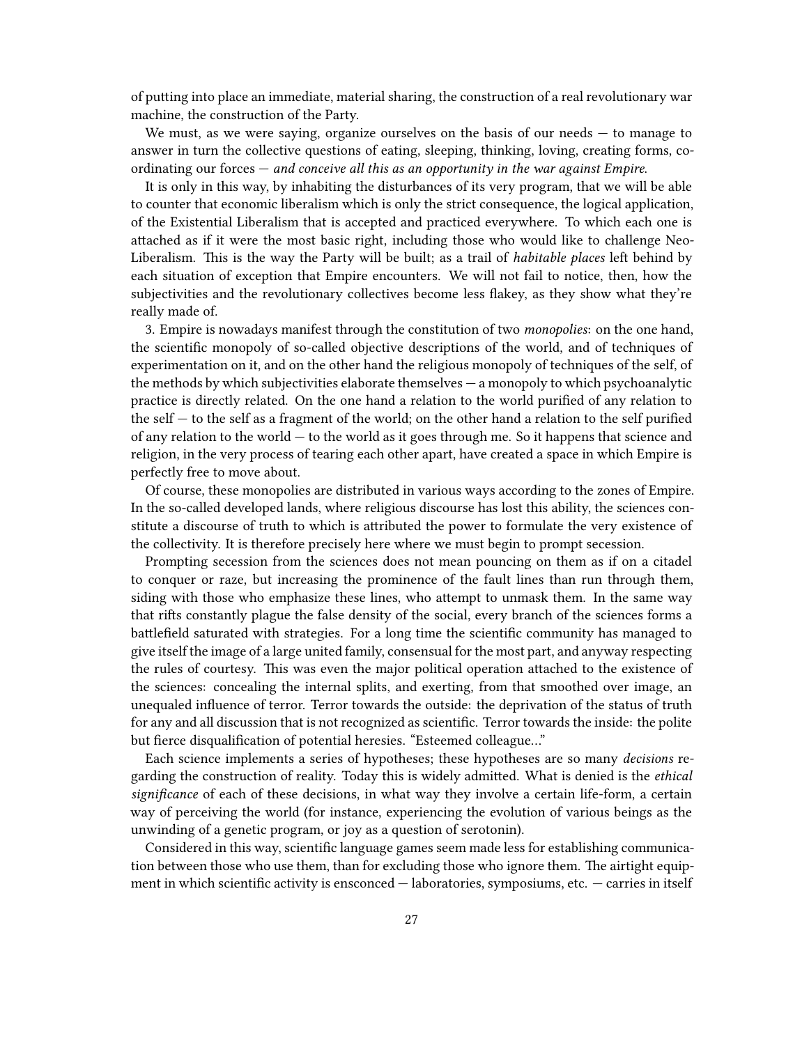of putting into place an immediate, material sharing, the construction of a real revolutionary war machine, the construction of the Party.

We must, as we were saying, organize ourselves on the basis of our needs — to manage to answer in turn the collective questions of eating, sleeping, thinking, loving, creating forms, co-ordinating our forces — *and conceive all this as an opportunity in the war against Empire*.

It is only in this way, by inhabiting the disturbances of its very program, that we will be able to counter that economic liberalism which is only the strict consequence, the logical application, of the Existential Liberalism that is accepted and practiced everywhere. To which each one is attached as if it were the most basic right, including those who would like to challenge Neo-Liberalism. This is the way the Party will be built; as a trail of *habitable places* left behind by each situation of exception that Empire encounters. We will not fail to notice, then, how the subjectivities and the revolutionary collectives become less flakey, as they show what they're really made of.

3. Empire is nowadays manifest through the constitution of two *monopolies*: on the one hand, the scientific monopoly of so-called objective descriptions of the world, and of techniques of experimentation on it, and on the other hand the religious monopoly of techniques of the self, of the methods by which subjectivities elaborate themselves — a monopoly to which psychoanalytic practice is directly related. On the one hand a relation to the world purified of any relation to the self — to the self as a fragment of the world; on the other hand a relation to the self purified of any relation to the world — to the world as it goes through me. So it happens that science and religion, in the very process of tearing each other apart, have created a space in which Empire is perfectly free to move about.

Of course, these monopolies are distributed in various ways according to the zones of Empire. In the so-called developed lands, where religious discourse has lost this ability, the sciences constitute a discourse of truth to which is attributed the power to formulate the very existence of the collectivity. It is therefore precisely here where we must begin to prompt secession.

Prompting secession from the sciences does not mean pouncing on them as if on a citadel to conquer or raze, but increasing the prominence of the fault lines than run through them, siding with those who emphasize these lines, who attempt to unmask them. In the same way that rifts constantly plague the false density of the social, every branch of the sciences forms a battlefield saturated with strategies. For a long time the scientific community has managed to give itself the image of a large united family, consensual for the most part, and anyway respecting the rules of courtesy. This was even the major political operation attached to the existence of the sciences: concealing the internal splits, and exerting, from that smoothed over image, an unequaled influence of terror. Terror towards the outside: the deprivation of the status of truth for any and all discussion that is not recognized as scientific. Terror towards the inside: the polite but fierce disqualification of potential heresies. "Esteemed colleague…"

Each science implements a series of hypotheses; these hypotheses are so many *decisions* regarding the construction of reality. Today this is widely admitted. What is denied is the *ethical significance* of each of these decisions, in what way they involve a certain life-form, a certain way of perceiving the world (for instance, experiencing the evolution of various beings as the unwinding of a genetic program, or joy as a question of serotonin).

Considered in this way, scientific language games seem made less for establishing communication between those who use them, than for excluding those who ignore them. The airtight equipment in which scientific activity is ensconced — laboratories, symposiums, etc. — carries in itself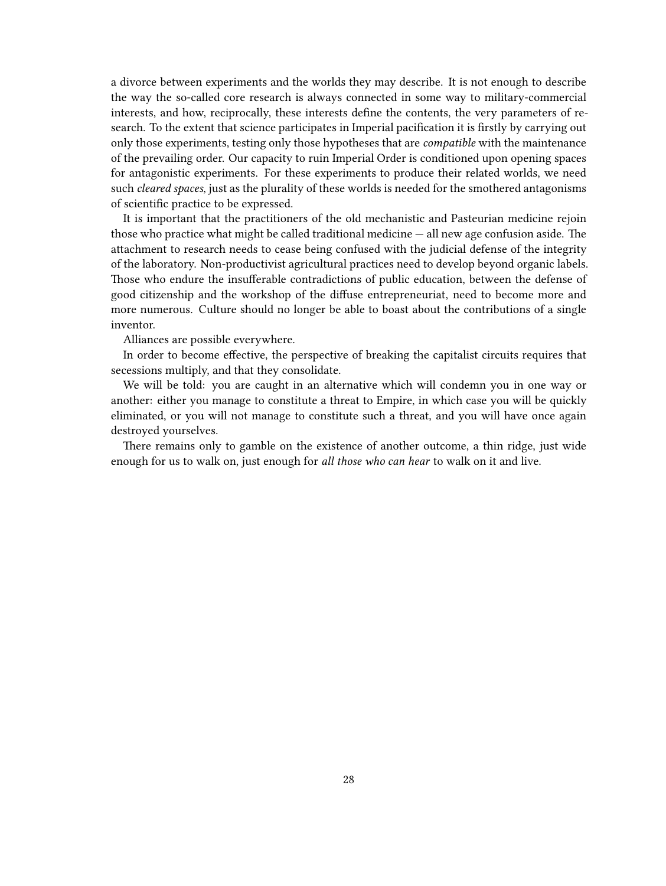a divorce between experiments and the worlds they may describe. It is not enough to describe the way the so-called core research is always connected in some way to military-commercial interests, and how, reciprocally, these interests define the contents, the very parameters of research. To the extent that science participates in Imperial pacification it is firstly by carrying out only those experiments, testing only those hypotheses that are *compatible* with the maintenance of the prevailing order. Our capacity to ruin Imperial Order is conditioned upon opening spaces for antagonistic experiments. For these experiments to produce their related worlds, we need such *cleared spaces*, just as the plurality of these worlds is needed for the smothered antagonisms of scientific practice to be expressed.

It is important that the practitioners of the old mechanistic and Pasteurian medicine rejoin those who practice what might be called traditional medicine — all new age confusion aside. The attachment to research needs to cease being confused with the judicial defense of the integrity of the laboratory. Non-productivist agricultural practices need to develop beyond organic labels. Those who endure the insufferable contradictions of public education, between the defense of good citizenship and the workshop of the diffuse entrepreneuriat, need to become more and more numerous. Culture should no longer be able to boast about the contributions of a single inventor.

Alliances are possible everywhere.

In order to become effective, the perspective of breaking the capitalist circuits requires that secessions multiply, and that they consolidate.

We will be told: you are caught in an alternative which will condemn you in one way or another: either you manage to constitute a threat to Empire, in which case you will be quickly eliminated, or you will not manage to constitute such a threat, and you will have once again destroyed yourselves.

There remains only to gamble on the existence of another outcome, a thin ridge, just wide enough for us to walk on, just enough for *all those who can hear* to walk on it and live.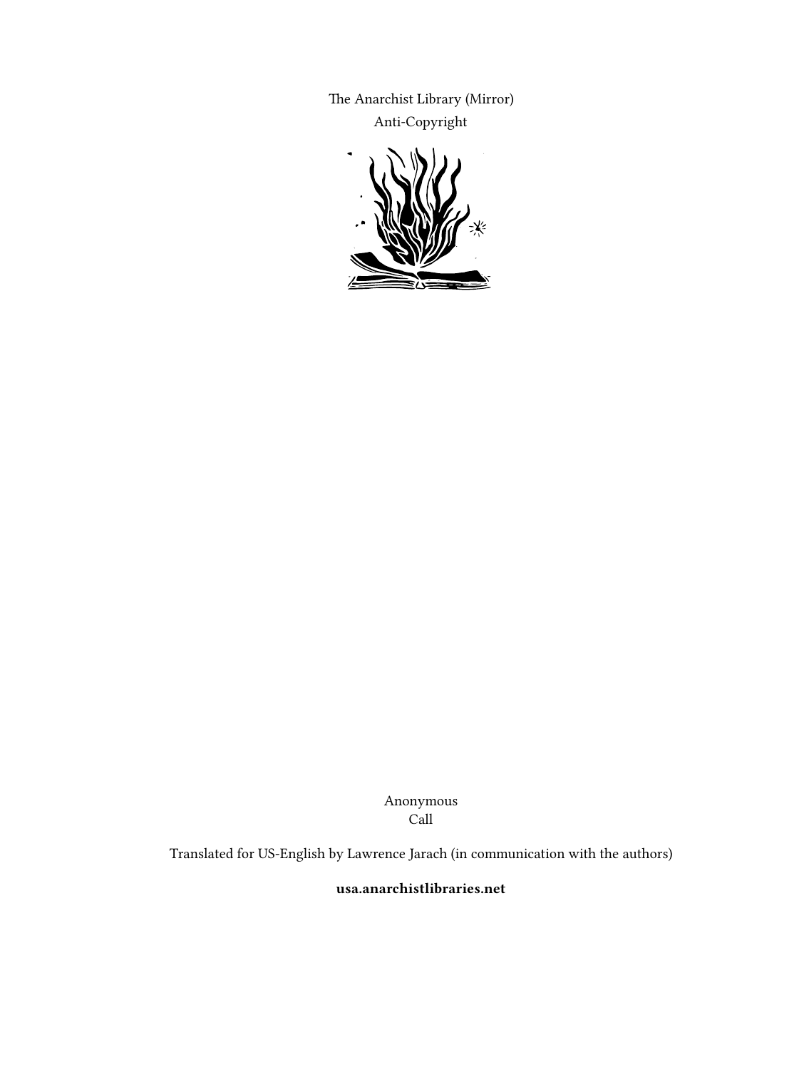The Anarchist Library (Mirror)
Anti-Copyright

Anonymous
Call

Translated for US-English by Lawrence Jarach (in communication with the authors)

**usa.anarchistlibraries.net**